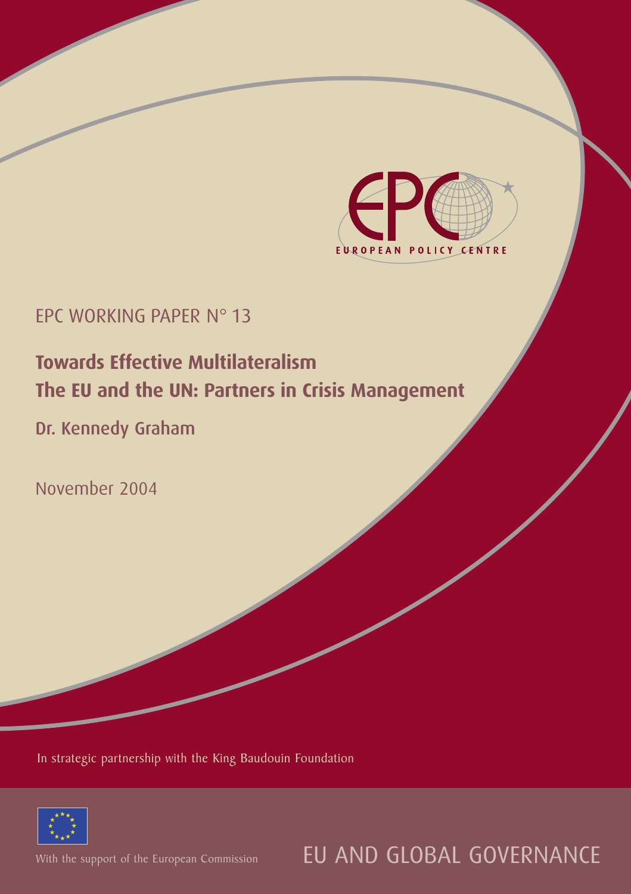EUROPEAN POLICY CENTRE

EPC WORKING PAPER N° 13

# Towards Effective Multilateralism
# The EU and the UN: Partners in Crisis Management

**Dr. Kennedy Graham**

November 2004

In strategic partnership with the King Baudouin Foundation

With the support of the European Commission

EU AND GLOBAL GOVERNANCE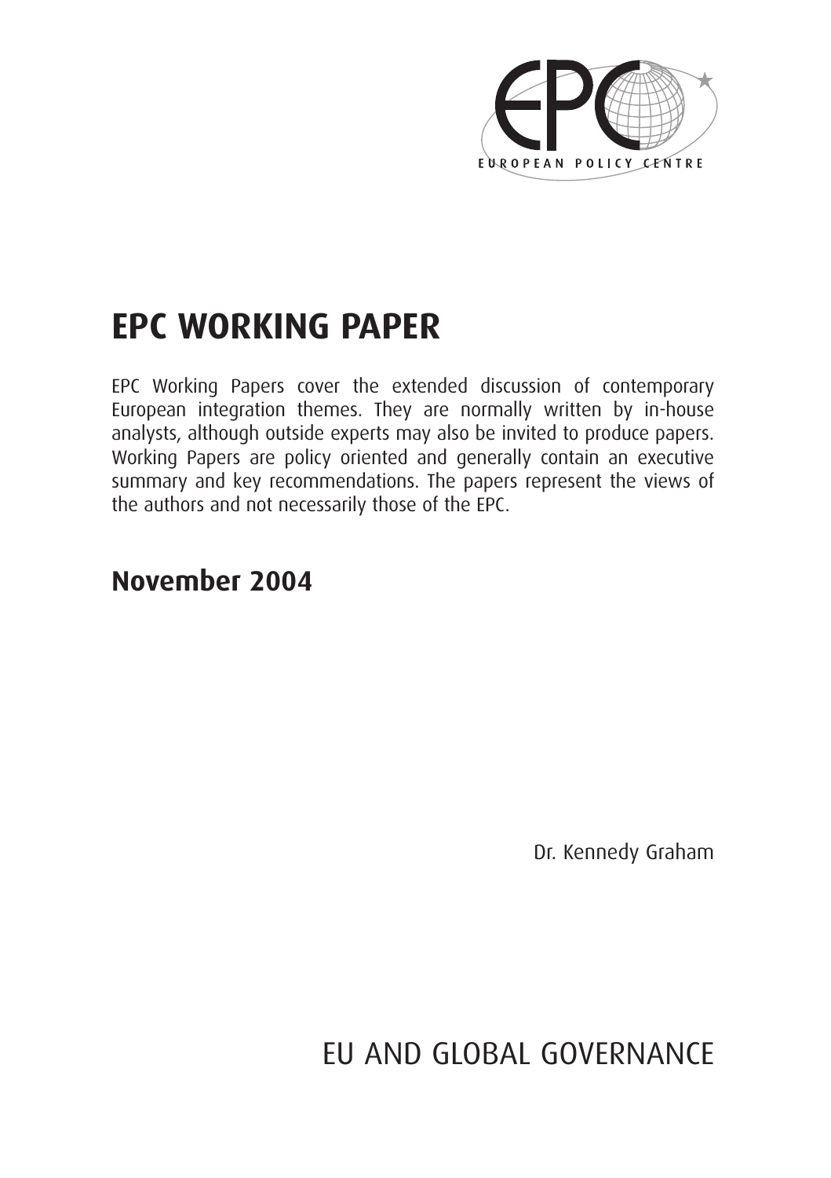EUROPEAN POLICY CENTRE

# EPC WORKING PAPER

EPC Working Papers cover the extended discussion of contemporary European integration themes. They are normally written by in-house analysts, although outside experts may also be invited to produce papers. Working Papers are policy oriented and generally contain an executive summary and key recommendations. The papers represent the views of the authors and not necessarily those of the EPC.

## November 2004

Dr. Kennedy Graham

EU AND GLOBAL GOVERNANCE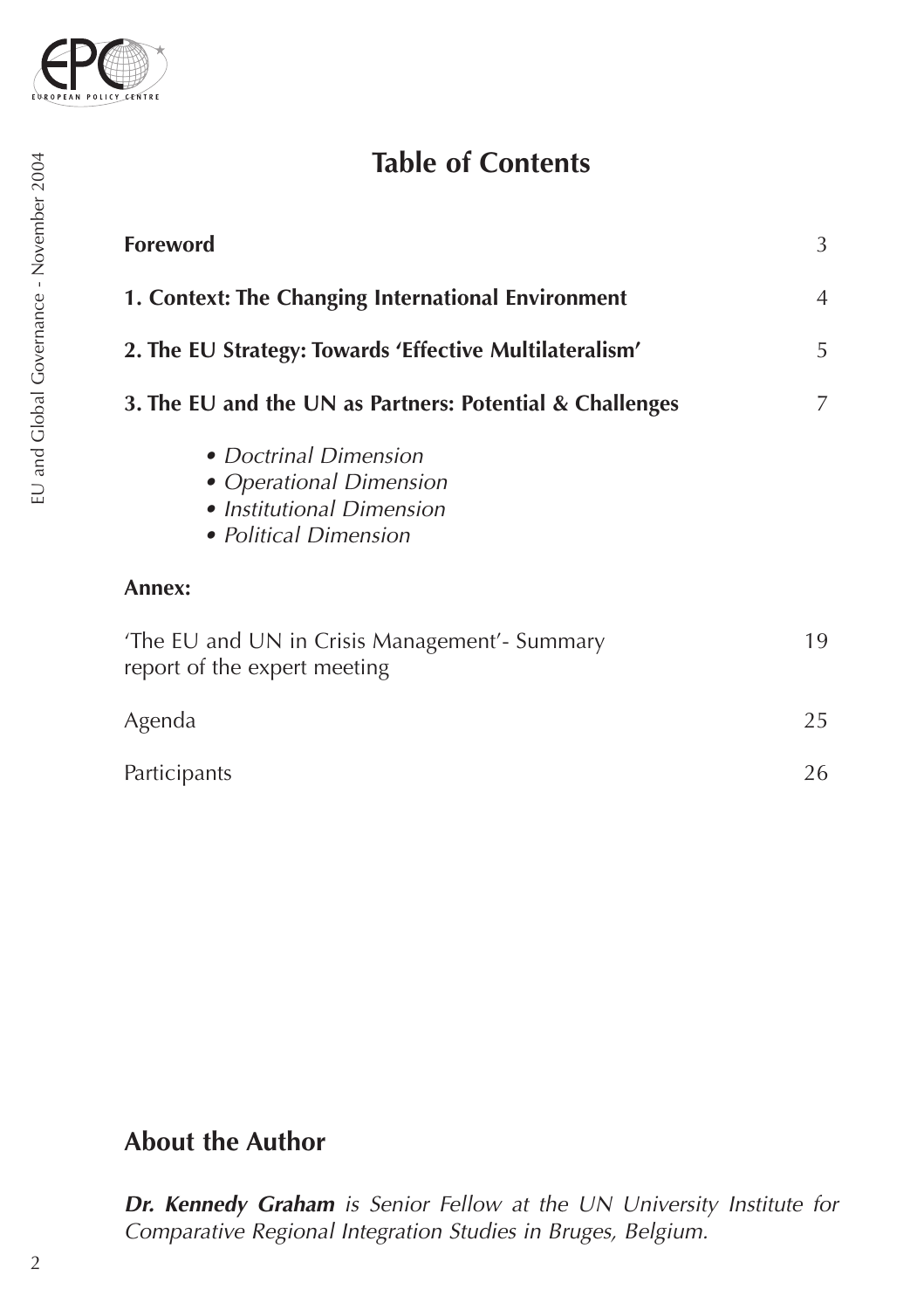# Table of Contents

| | |
|---|---|
| **Foreword** | 3 |
| **1. Context: The Changing International Environment** | 4 |
| **2. The EU Strategy: Towards 'Effective Multilateralism'** | 5 |
| **3. The EU and the UN as Partners: Potential & Challenges** | 7 |

- *Doctrinal Dimension*
- *Operational Dimension*
- *Institutional Dimension*
- *Political Dimension*

**Annex:**

| | |
|---|---|
| 'The EU and UN in Crisis Management'- Summary report of the expert meeting | 19 |
| Agenda | 25 |
| Participants | 26 |

## About the Author

***Dr. Kennedy Graham*** *is Senior Fellow at the UN University Institute for Comparative Regional Integration Studies in Bruges, Belgium.*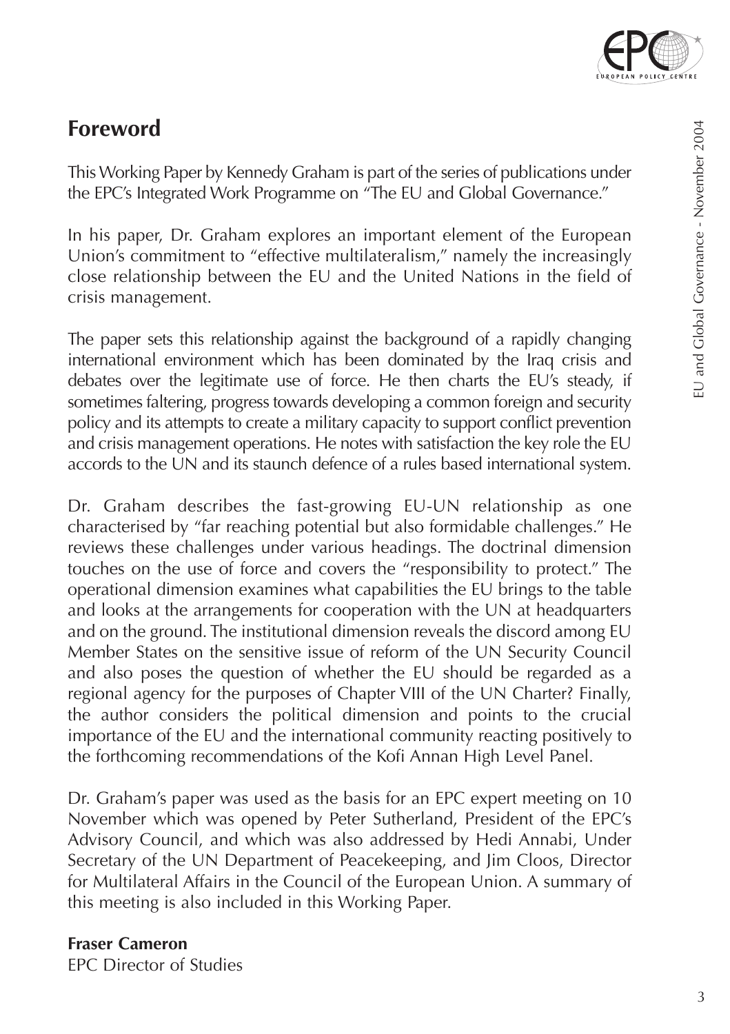## Foreword

This Working Paper by Kennedy Graham is part of the series of publications under the EPC's Integrated Work Programme on "The EU and Global Governance."

In his paper, Dr. Graham explores an important element of the European Union's commitment to "effective multilateralism," namely the increasingly close relationship between the EU and the United Nations in the field of crisis management.

The paper sets this relationship against the background of a rapidly changing international environment which has been dominated by the Iraq crisis and debates over the legitimate use of force. He then charts the EU's steady, if sometimes faltering, progress towards developing a common foreign and security policy and its attempts to create a military capacity to support conflict prevention and crisis management operations. He notes with satisfaction the key role the EU accords to the UN and its staunch defence of a rules based international system.

Dr. Graham describes the fast-growing EU-UN relationship as one characterised by "far reaching potential but also formidable challenges." He reviews these challenges under various headings. The doctrinal dimension touches on the use of force and covers the "responsibility to protect." The operational dimension examines what capabilities the EU brings to the table and looks at the arrangements for cooperation with the UN at headquarters and on the ground. The institutional dimension reveals the discord among EU Member States on the sensitive issue of reform of the UN Security Council and also poses the question of whether the EU should be regarded as a regional agency for the purposes of Chapter VIII of the UN Charter? Finally, the author considers the political dimension and points to the crucial importance of the EU and the international community reacting positively to the forthcoming recommendations of the Kofi Annan High Level Panel.

Dr. Graham's paper was used as the basis for an EPC expert meeting on 10 November which was opened by Peter Sutherland, President of the EPC's Advisory Council, and which was also addressed by Hedi Annabi, Under Secretary of the UN Department of Peacekeeping, and Jim Cloos, Director for Multilateral Affairs in the Council of the European Union. A summary of this meeting is also included in this Working Paper.

**Fraser Cameron**
EPC Director of Studies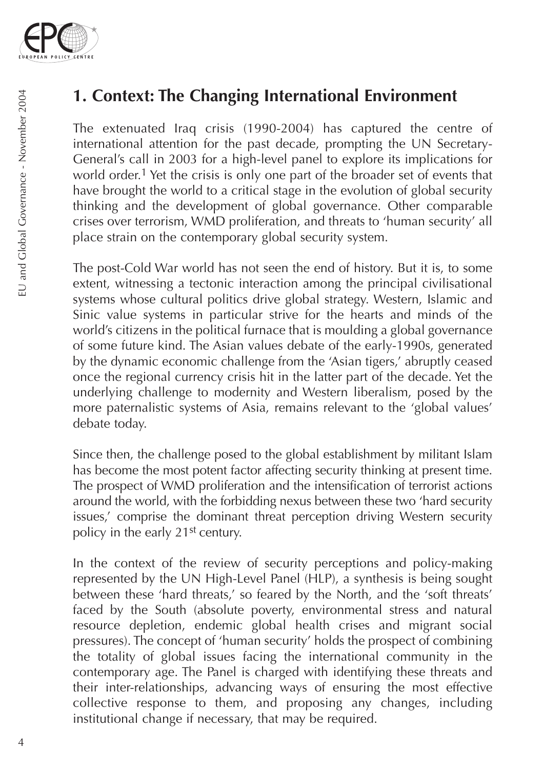## 1. Context: The Changing International Environment

The extenuated Iraq crisis (1990-2004) has captured the centre of international attention for the past decade, prompting the UN Secretary-General's call in 2003 for a high-level panel to explore its implications for world order.[1] Yet the crisis is only one part of the broader set of events that have brought the world to a critical stage in the evolution of global security thinking and the development of global governance. Other comparable crises over terrorism, WMD proliferation, and threats to 'human security' all place strain on the contemporary global security system.

The post-Cold War world has not seen the end of history. But it is, to some extent, witnessing a tectonic interaction among the principal civilisational systems whose cultural politics drive global strategy. Western, Islamic and Sinic value systems in particular strive for the hearts and minds of the world's citizens in the political furnace that is moulding a global governance of some future kind. The Asian values debate of the early-1990s, generated by the dynamic economic challenge from the 'Asian tigers,' abruptly ceased once the regional currency crisis hit in the latter part of the decade. Yet the underlying challenge to modernity and Western liberalism, posed by the more paternalistic systems of Asia, remains relevant to the 'global values' debate today.

Since then, the challenge posed to the global establishment by militant Islam has become the most potent factor affecting security thinking at present time. The prospect of WMD proliferation and the intensification of terrorist actions around the world, with the forbidding nexus between these two 'hard security issues,' comprise the dominant threat perception driving Western security policy in the early 21st century.

In the context of the review of security perceptions and policy-making represented by the UN High-Level Panel (HLP), a synthesis is being sought between these 'hard threats,' so feared by the North, and the 'soft threats' faced by the South (absolute poverty, environmental stress and natural resource depletion, endemic global health crises and migrant social pressures). The concept of 'human security' holds the prospect of combining the totality of global issues facing the international community in the contemporary age. The Panel is charged with identifying these threats and their inter-relationships, advancing ways of ensuring the most effective collective response to them, and proposing any changes, including institutional change if necessary, that may be required.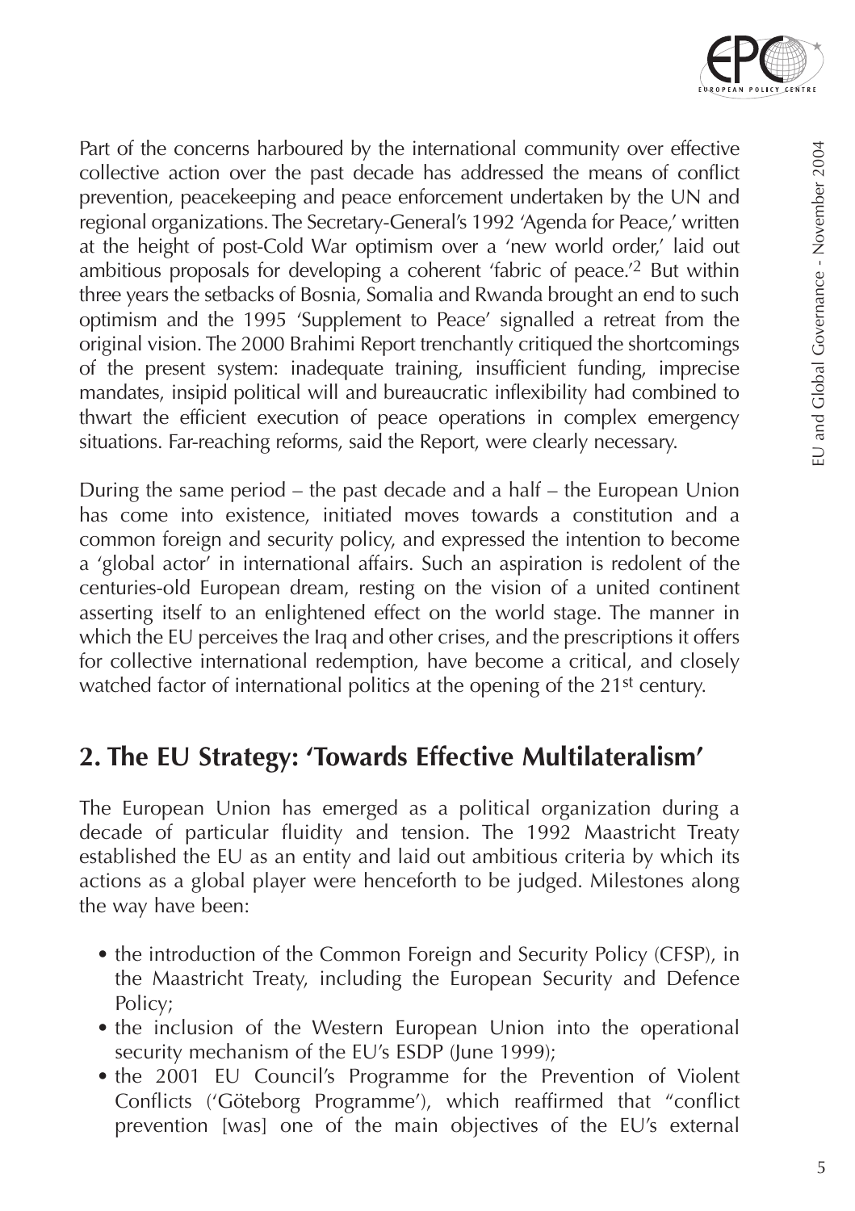Part of the concerns harboured by the international community over effective collective action over the past decade has addressed the means of conflict prevention, peacekeeping and peace enforcement undertaken by the UN and regional organizations. The Secretary-General's 1992 'Agenda for Peace,' written at the height of post-Cold War optimism over a 'new world order,' laid out ambitious proposals for developing a coherent 'fabric of peace.'[2] But within three years the setbacks of Bosnia, Somalia and Rwanda brought an end to such optimism and the 1995 'Supplement to Peace' signalled a retreat from the original vision. The 2000 Brahimi Report trenchantly critiqued the shortcomings of the present system: inadequate training, insufficient funding, imprecise mandates, insipid political will and bureaucratic inflexibility had combined to thwart the efficient execution of peace operations in complex emergency situations. Far-reaching reforms, said the Report, were clearly necessary.

During the same period – the past decade and a half – the European Union has come into existence, initiated moves towards a constitution and a common foreign and security policy, and expressed the intention to become a 'global actor' in international affairs. Such an aspiration is redolent of the centuries-old European dream, resting on the vision of a united continent asserting itself to an enlightened effect on the world stage. The manner in which the EU perceives the Iraq and other crises, and the prescriptions it offers for collective international redemption, have become a critical, and closely watched factor of international politics at the opening of the 21st century.

## 2. The EU Strategy: 'Towards Effective Multilateralism'

The European Union has emerged as a political organization during a decade of particular fluidity and tension. The 1992 Maastricht Treaty established the EU as an entity and laid out ambitious criteria by which its actions as a global player were henceforth to be judged. Milestones along the way have been:

- the introduction of the Common Foreign and Security Policy (CFSP), in the Maastricht Treaty, including the European Security and Defence Policy;
- the inclusion of the Western European Union into the operational security mechanism of the EU's ESDP (June 1999);
- the 2001 EU Council's Programme for the Prevention of Violent Conflicts ('Göteborg Programme'), which reaffirmed that "conflict prevention [was] one of the main objectives of the EU's external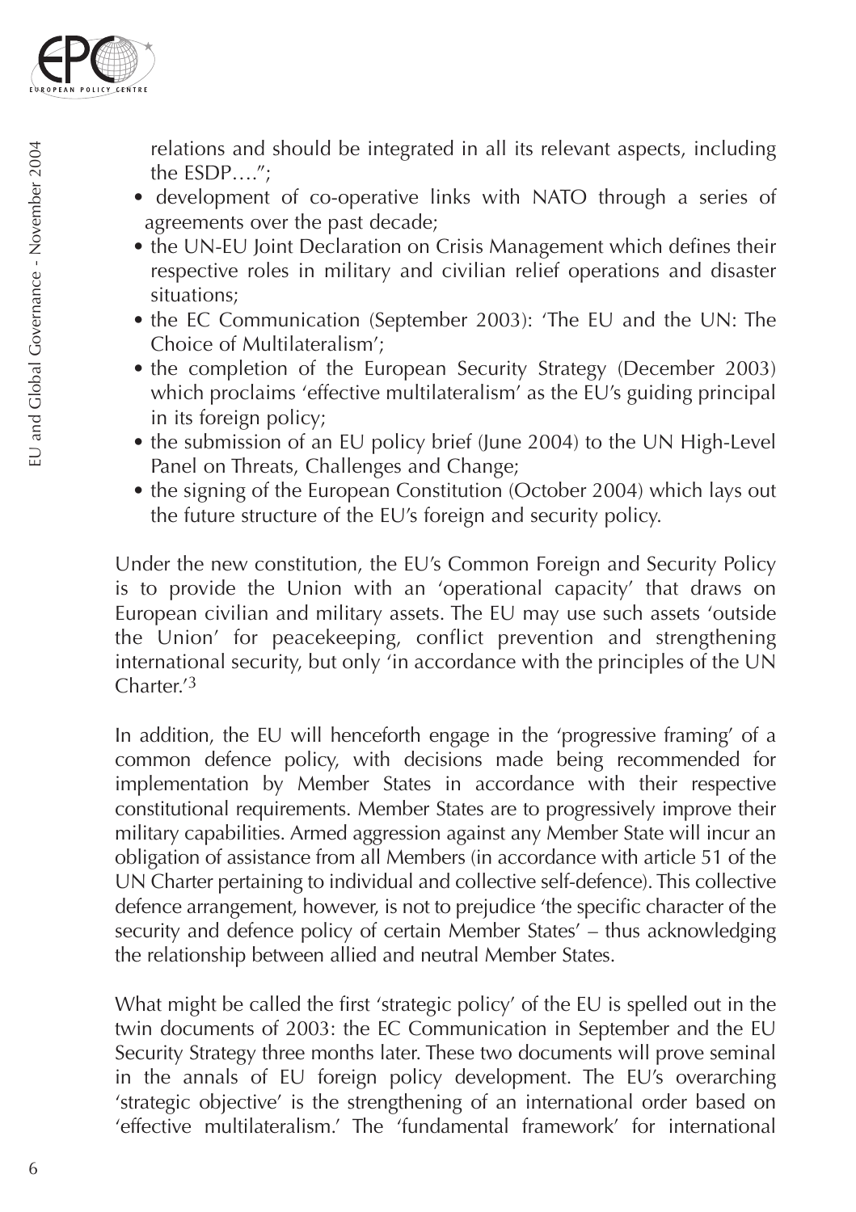relations and should be integrated in all its relevant aspects, including the ESDP….";

- development of co-operative links with NATO through a series of agreements over the past decade;
- the UN-EU Joint Declaration on Crisis Management which defines their respective roles in military and civilian relief operations and disaster situations;
- the EC Communication (September 2003): 'The EU and the UN: The Choice of Multilateralism';
- the completion of the European Security Strategy (December 2003) which proclaims 'effective multilateralism' as the EU's guiding principal in its foreign policy;
- the submission of an EU policy brief (June 2004) to the UN High-Level Panel on Threats, Challenges and Change;
- the signing of the European Constitution (October 2004) which lays out the future structure of the EU's foreign and security policy.

Under the new constitution, the EU's Common Foreign and Security Policy is to provide the Union with an 'operational capacity' that draws on European civilian and military assets. The EU may use such assets 'outside the Union' for peacekeeping, conflict prevention and strengthening international security, but only 'in accordance with the principles of the UN Charter.'[3]

In addition, the EU will henceforth engage in the 'progressive framing' of a common defence policy, with decisions made being recommended for implementation by Member States in accordance with their respective constitutional requirements. Member States are to progressively improve their military capabilities. Armed aggression against any Member State will incur an obligation of assistance from all Members (in accordance with article 51 of the UN Charter pertaining to individual and collective self-defence). This collective defence arrangement, however, is not to prejudice 'the specific character of the security and defence policy of certain Member States' – thus acknowledging the relationship between allied and neutral Member States.

What might be called the first 'strategic policy' of the EU is spelled out in the twin documents of 2003: the EC Communication in September and the EU Security Strategy three months later. These two documents will prove seminal in the annals of EU foreign policy development. The EU's overarching 'strategic objective' is the strengthening of an international order based on 'effective multilateralism.' The 'fundamental framework' for international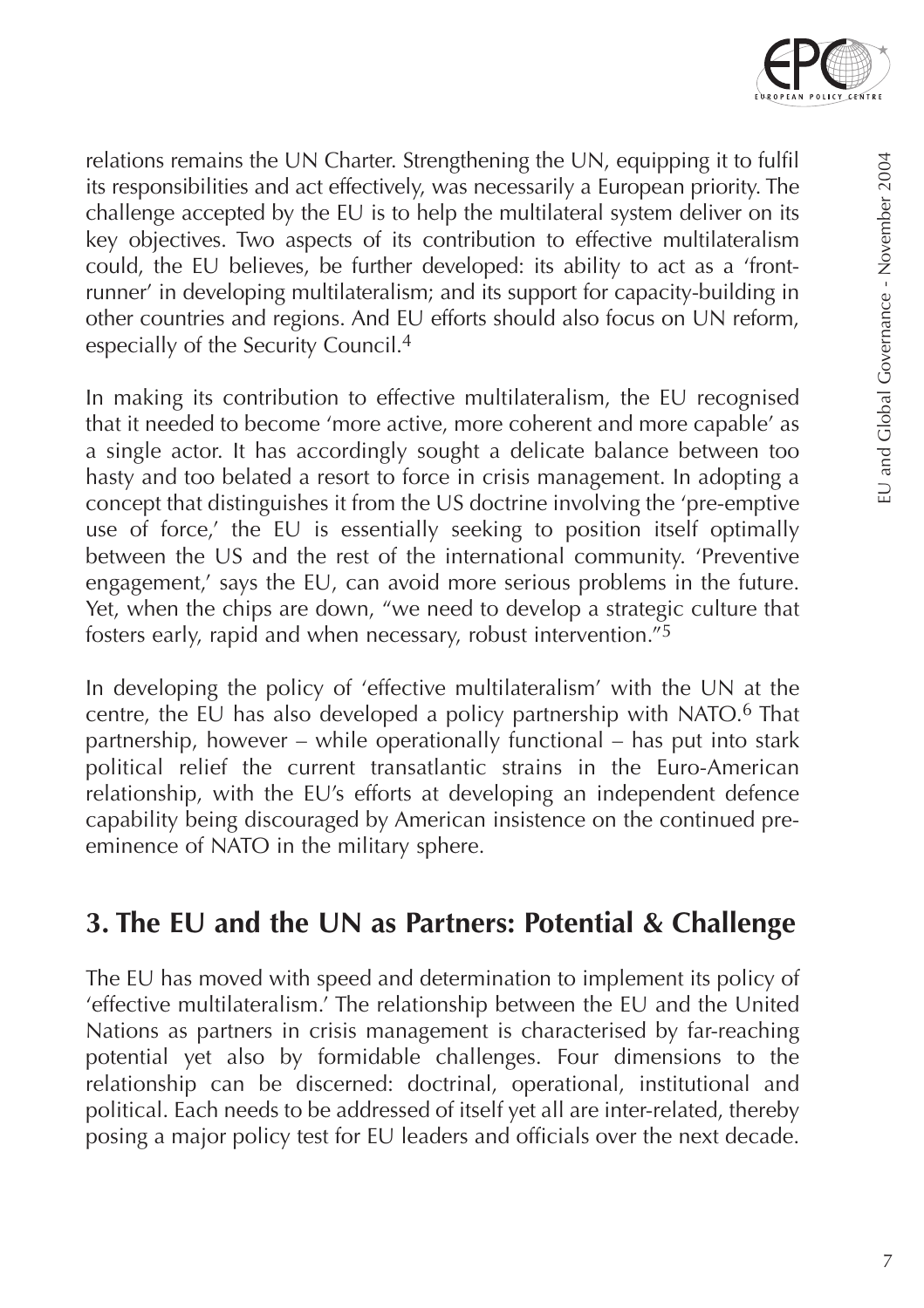relations remains the UN Charter. Strengthening the UN, equipping it to fulfil its responsibilities and act effectively, was necessarily a European priority. The challenge accepted by the EU is to help the multilateral system deliver on its key objectives. Two aspects of its contribution to effective multilateralism could, the EU believes, be further developed: its ability to act as a 'front-runner' in developing multilateralism; and its support for capacity-building in other countries and regions. And EU efforts should also focus on UN reform, especially of the Security Council.[4]

In making its contribution to effective multilateralism, the EU recognised that it needed to become 'more active, more coherent and more capable' as a single actor. It has accordingly sought a delicate balance between too hasty and too belated a resort to force in crisis management. In adopting a concept that distinguishes it from the US doctrine involving the 'pre-emptive use of force,' the EU is essentially seeking to position itself optimally between the US and the rest of the international community. 'Preventive engagement,' says the EU, can avoid more serious problems in the future. Yet, when the chips are down, "we need to develop a strategic culture that fosters early, rapid and when necessary, robust intervention."[5]

In developing the policy of 'effective multilateralism' with the UN at the centre, the EU has also developed a policy partnership with NATO.[6] That partnership, however – while operationally functional – has put into stark political relief the current transatlantic strains in the Euro-American relationship, with the EU's efforts at developing an independent defence capability being discouraged by American insistence on the continued pre-eminence of NATO in the military sphere.

## 3. The EU and the UN as Partners: Potential & Challenge

The EU has moved with speed and determination to implement its policy of 'effective multilateralism.' The relationship between the EU and the United Nations as partners in crisis management is characterised by far-reaching potential yet also by formidable challenges. Four dimensions to the relationship can be discerned: doctrinal, operational, institutional and political. Each needs to be addressed of itself yet all are inter-related, thereby posing a major policy test for EU leaders and officials over the next decade.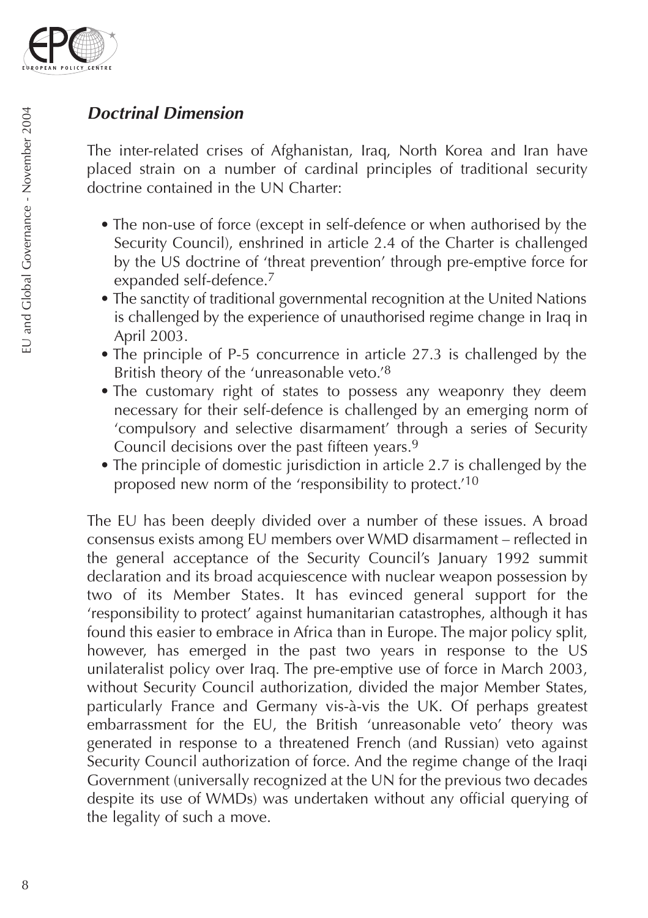### *Doctrinal Dimension*

The inter-related crises of Afghanistan, Iraq, North Korea and Iran have placed strain on a number of cardinal principles of traditional security doctrine contained in the UN Charter:

- The non-use of force (except in self-defence or when authorised by the Security Council), enshrined in article 2.4 of the Charter is challenged by the US doctrine of 'threat prevention' through pre-emptive force for expanded self-defence.[7]
- The sanctity of traditional governmental recognition at the United Nations is challenged by the experience of unauthorised regime change in Iraq in April 2003.
- The principle of P-5 concurrence in article 27.3 is challenged by the British theory of the 'unreasonable veto.'[8]
- The customary right of states to possess any weaponry they deem necessary for their self-defence is challenged by an emerging norm of 'compulsory and selective disarmament' through a series of Security Council decisions over the past fifteen years.[9]
- The principle of domestic jurisdiction in article 2.7 is challenged by the proposed new norm of the 'responsibility to protect.'[10]

The EU has been deeply divided over a number of these issues. A broad consensus exists among EU members over WMD disarmament – reflected in the general acceptance of the Security Council's January 1992 summit declaration and its broad acquiescence with nuclear weapon possession by two of its Member States. It has evinced general support for the 'responsibility to protect' against humanitarian catastrophes, although it has found this easier to embrace in Africa than in Europe. The major policy split, however, has emerged in the past two years in response to the US unilateralist policy over Iraq. The pre-emptive use of force in March 2003, without Security Council authorization, divided the major Member States, particularly France and Germany vis-à-vis the UK. Of perhaps greatest embarrassment for the EU, the British 'unreasonable veto' theory was generated in response to a threatened French (and Russian) veto against Security Council authorization of force. And the regime change of the Iraqi Government (universally recognized at the UN for the previous two decades despite its use of WMDs) was undertaken without any official querying of the legality of such a move.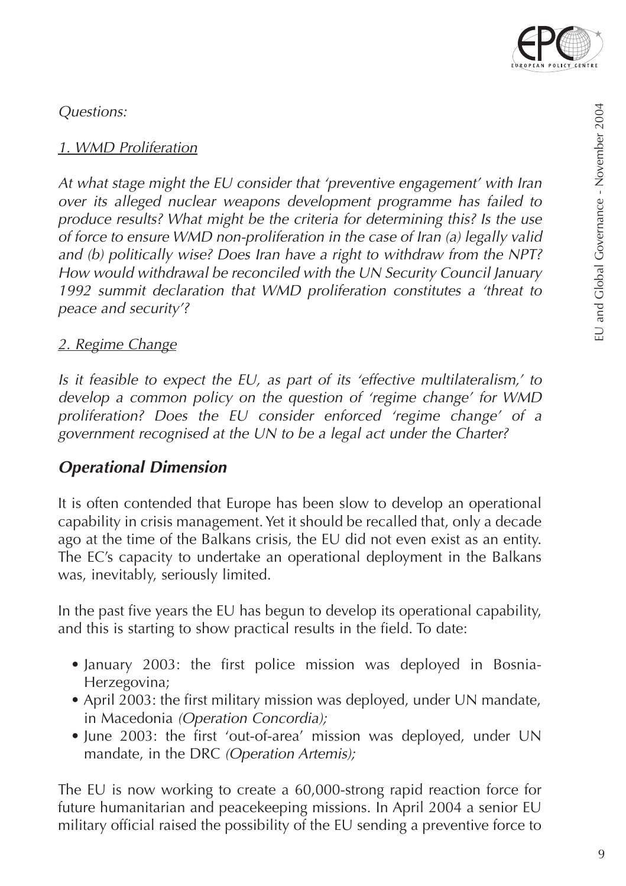*Questions:*

*1. WMD Proliferation*

*At what stage might the EU consider that 'preventive engagement' with Iran over its alleged nuclear weapons development programme has failed to produce results? What might be the criteria for determining this? Is the use of force to ensure WMD non-proliferation in the case of Iran (a) legally valid and (b) politically wise? Does Iran have a right to withdraw from the NPT? How would withdrawal be reconciled with the UN Security Council January 1992 summit declaration that WMD proliferation constitutes a 'threat to peace and security'?*

*2. Regime Change*

*Is it feasible to expect the EU, as part of its 'effective multilateralism,' to develop a common policy on the question of 'regime change' for WMD proliferation? Does the EU consider enforced 'regime change' of a government recognised at the UN to be a legal act under the Charter?*

## *Operational Dimension*

It is often contended that Europe has been slow to develop an operational capability in crisis management. Yet it should be recalled that, only a decade ago at the time of the Balkans crisis, the EU did not even exist as an entity. The EC's capacity to undertake an operational deployment in the Balkans was, inevitably, seriously limited.

In the past five years the EU has begun to develop its operational capability, and this is starting to show practical results in the field. To date:

- January 2003: the first police mission was deployed in Bosnia-Herzegovina;
- April 2003: the first military mission was deployed, under UN mandate, in Macedonia *(Operation Concordia);*
- June 2003: the first 'out-of-area' mission was deployed, under UN mandate, in the DRC *(Operation Artemis);*

The EU is now working to create a 60,000-strong rapid reaction force for future humanitarian and peacekeeping missions. In April 2004 a senior EU military official raised the possibility of the EU sending a preventive force to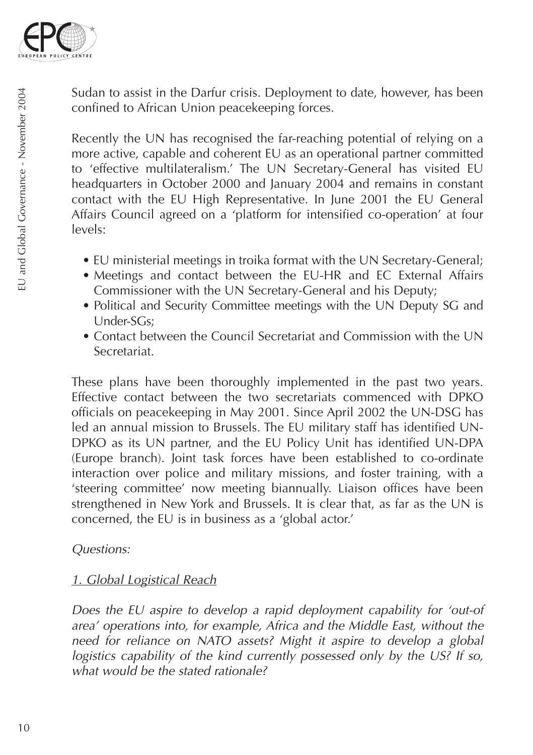Sudan to assist in the Darfur crisis. Deployment to date, however, has been confined to African Union peacekeeping forces.

Recently the UN has recognised the far-reaching potential of relying on a more active, capable and coherent EU as an operational partner committed to 'effective multilateralism.' The UN Secretary-General has visited EU headquarters in October 2000 and January 2004 and remains in constant contact with the EU High Representative. In June 2001 the EU General Affairs Council agreed on a 'platform for intensified co-operation' at four levels:

- EU ministerial meetings in troika format with the UN Secretary-General;
- Meetings and contact between the EU-HR and EC External Affairs Commissioner with the UN Secretary-General and his Deputy;
- Political and Security Committee meetings with the UN Deputy SG and Under-SGs;
- Contact between the Council Secretariat and Commission with the UN Secretariat.

These plans have been thoroughly implemented in the past two years. Effective contact between the two secretariats commenced with DPKO officials on peacekeeping in May 2001. Since April 2002 the UN-DSG has led an annual mission to Brussels. The EU military staff has identified UN-DPKO as its UN partner, and the EU Policy Unit has identified UN-DPA (Europe branch). Joint task forces have been established to co-ordinate interaction over police and military missions, and foster training, with a 'steering committee' now meeting biannually. Liaison offices have been strengthened in New York and Brussels. It is clear that, as far as the UN is concerned, the EU is in business as a 'global actor.'

*Questions:*

*1. Global Logistical Reach*

*Does the EU aspire to develop a rapid deployment capability for 'out-of area' operations into, for example, Africa and the Middle East, without the need for reliance on NATO assets? Might it aspire to develop a global logistics capability of the kind currently possessed only by the US? If so, what would be the stated rationale?*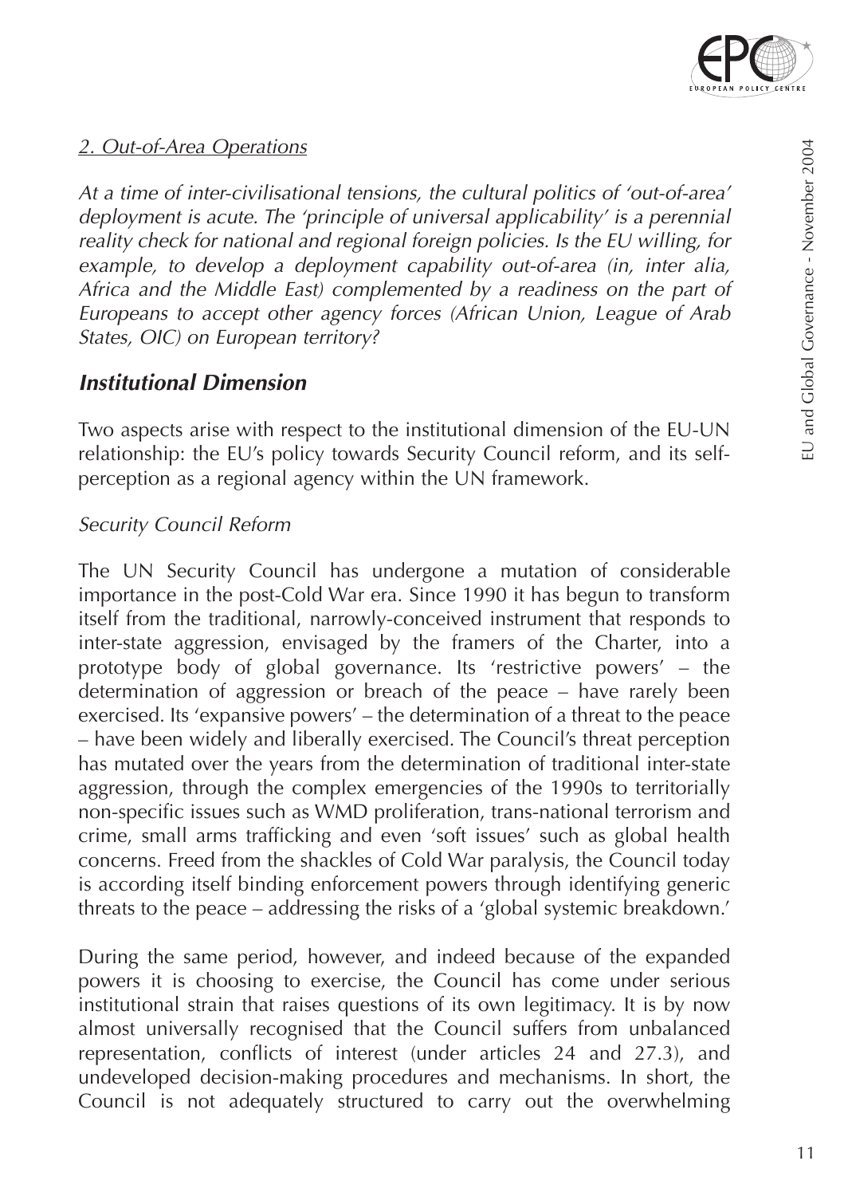*2. Out-of-Area Operations*

*At a time of inter-civilisational tensions, the cultural politics of 'out-of-area' deployment is acute. The 'principle of universal applicability' is a perennial reality check for national and regional foreign policies. Is the EU willing, for example, to develop a deployment capability out-of-area (in, inter alia, Africa and the Middle East) complemented by a readiness on the part of Europeans to accept other agency forces (African Union, League of Arab States, OIC) on European territory?*

## Institutional Dimension

Two aspects arise with respect to the institutional dimension of the EU-UN relationship: the EU's policy towards Security Council reform, and its self-perception as a regional agency within the UN framework.

*Security Council Reform*

The UN Security Council has undergone a mutation of considerable importance in the post-Cold War era. Since 1990 it has begun to transform itself from the traditional, narrowly-conceived instrument that responds to inter-state aggression, envisaged by the framers of the Charter, into a prototype body of global governance. Its 'restrictive powers' – the determination of aggression or breach of the peace – have rarely been exercised. Its 'expansive powers' – the determination of a threat to the peace – have been widely and liberally exercised. The Council's threat perception has mutated over the years from the determination of traditional inter-state aggression, through the complex emergencies of the 1990s to territorially non-specific issues such as WMD proliferation, trans-national terrorism and crime, small arms trafficking and even 'soft issues' such as global health concerns. Freed from the shackles of Cold War paralysis, the Council today is according itself binding enforcement powers through identifying generic threats to the peace – addressing the risks of a 'global systemic breakdown.'

During the same period, however, and indeed because of the expanded powers it is choosing to exercise, the Council has come under serious institutional strain that raises questions of its own legitimacy. It is by now almost universally recognised that the Council suffers from unbalanced representation, conflicts of interest (under articles 24 and 27.3), and undeveloped decision-making procedures and mechanisms. In short, the Council is not adequately structured to carry out the overwhelming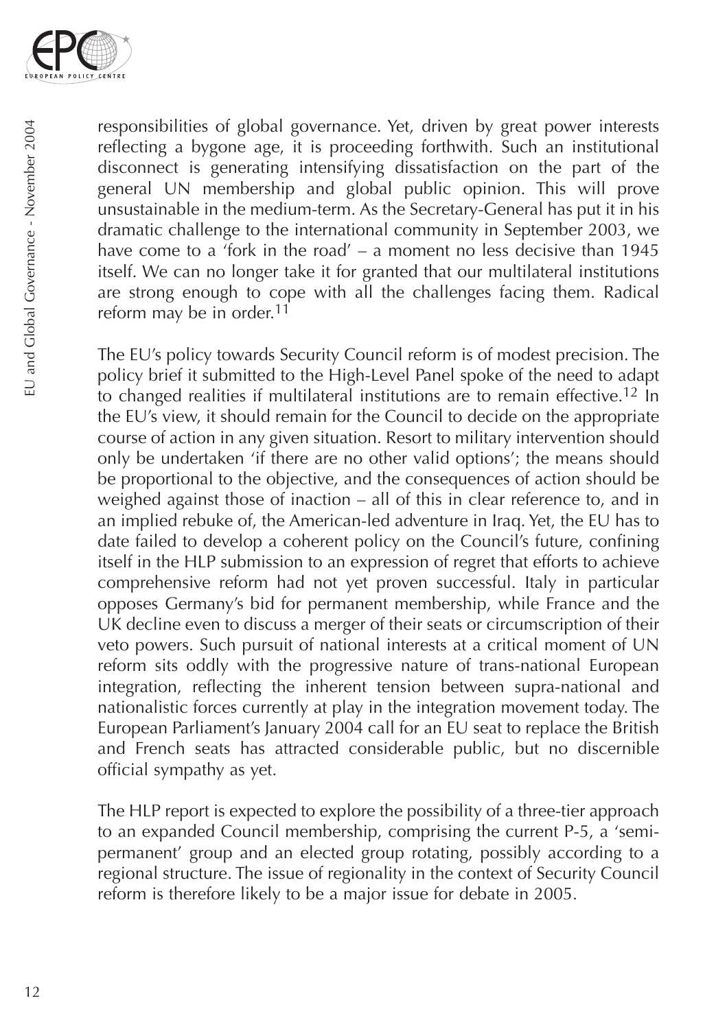responsibilities of global governance. Yet, driven by great power interests reflecting a bygone age, it is proceeding forthwith. Such an institutional disconnect is generating intensifying dissatisfaction on the part of the general UN membership and global public opinion. This will prove unsustainable in the medium-term. As the Secretary-General has put it in his dramatic challenge to the international community in September 2003, we have come to a 'fork in the road' – a moment no less decisive than 1945 itself. We can no longer take it for granted that our multilateral institutions are strong enough to cope with all the challenges facing them. Radical reform may be in order.[11]

The EU's policy towards Security Council reform is of modest precision. The policy brief it submitted to the High-Level Panel spoke of the need to adapt to changed realities if multilateral institutions are to remain effective.[12] In the EU's view, it should remain for the Council to decide on the appropriate course of action in any given situation. Resort to military intervention should only be undertaken 'if there are no other valid options'; the means should be proportional to the objective, and the consequences of action should be weighed against those of inaction – all of this in clear reference to, and in an implied rebuke of, the American-led adventure in Iraq. Yet, the EU has to date failed to develop a coherent policy on the Council's future, confining itself in the HLP submission to an expression of regret that efforts to achieve comprehensive reform had not yet proven successful. Italy in particular opposes Germany's bid for permanent membership, while France and the UK decline even to discuss a merger of their seats or circumscription of their veto powers. Such pursuit of national interests at a critical moment of UN reform sits oddly with the progressive nature of trans-national European integration, reflecting the inherent tension between supra-national and nationalistic forces currently at play in the integration movement today. The European Parliament's January 2004 call for an EU seat to replace the British and French seats has attracted considerable public, but no discernible official sympathy as yet.

The HLP report is expected to explore the possibility of a three-tier approach to an expanded Council membership, comprising the current P-5, a 'semi-permanent' group and an elected group rotating, possibly according to a regional structure. The issue of regionality in the context of Security Council reform is therefore likely to be a major issue for debate in 2005.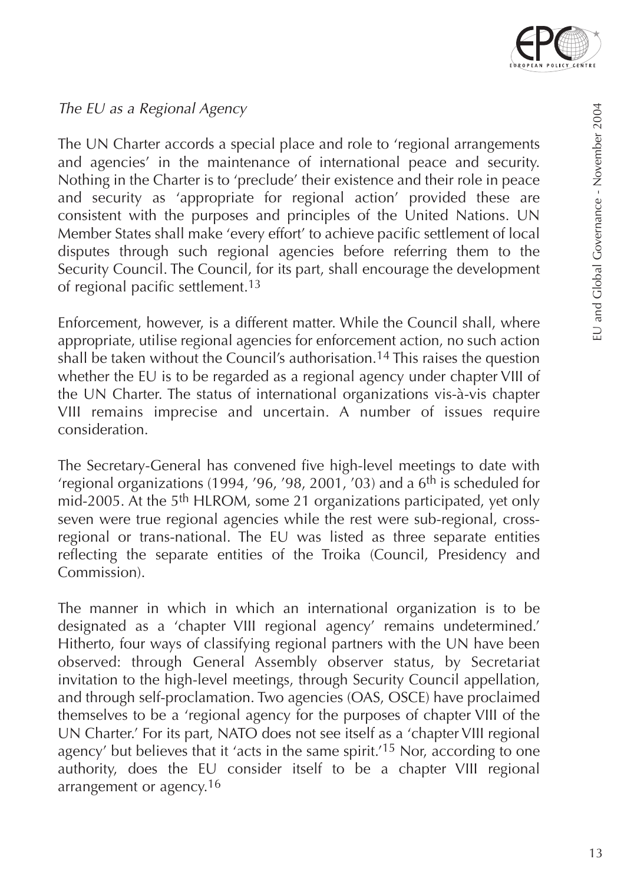*The EU as a Regional Agency*

The UN Charter accords a special place and role to 'regional arrangements and agencies' in the maintenance of international peace and security. Nothing in the Charter is to 'preclude' their existence and their role in peace and security as 'appropriate for regional action' provided these are consistent with the purposes and principles of the United Nations. UN Member States shall make 'every effort' to achieve pacific settlement of local disputes through such regional agencies before referring them to the Security Council. The Council, for its part, shall encourage the development of regional pacific settlement.[13]

Enforcement, however, is a different matter. While the Council shall, where appropriate, utilise regional agencies for enforcement action, no such action shall be taken without the Council's authorisation.[14] This raises the question whether the EU is to be regarded as a regional agency under chapter VIII of the UN Charter. The status of international organizations vis-à-vis chapter VIII remains imprecise and uncertain. A number of issues require consideration.

The Secretary-General has convened five high-level meetings to date with 'regional organizations (1994, '96, '98, 2001, '03) and a 6th is scheduled for mid-2005. At the 5th HLROM, some 21 organizations participated, yet only seven were true regional agencies while the rest were sub-regional, cross-regional or trans-national. The EU was listed as three separate entities reflecting the separate entities of the Troika (Council, Presidency and Commission).

The manner in which in which an international organization is to be designated as a 'chapter VIII regional agency' remains undetermined.' Hitherto, four ways of classifying regional partners with the UN have been observed: through General Assembly observer status, by Secretariat invitation to the high-level meetings, through Security Council appellation, and through self-proclamation. Two agencies (OAS, OSCE) have proclaimed themselves to be a 'regional agency for the purposes of chapter VIII of the UN Charter.' For its part, NATO does not see itself as a 'chapter VIII regional agency' but believes that it 'acts in the same spirit.'[15] Nor, according to one authority, does the EU consider itself to be a chapter VIII regional arrangement or agency.[16]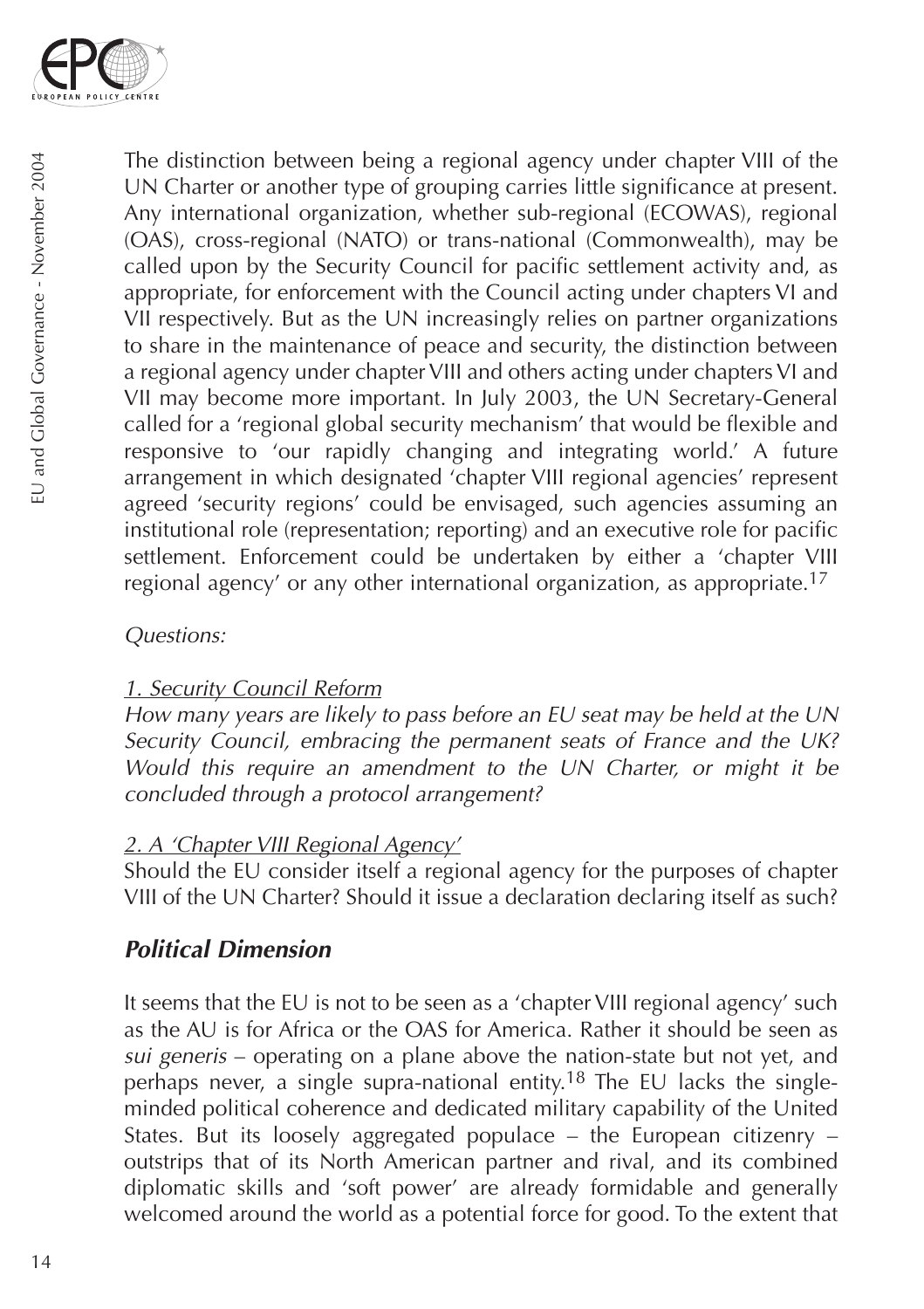The distinction between being a regional agency under chapter VIII of the UN Charter or another type of grouping carries little significance at present. Any international organization, whether sub-regional (ECOWAS), regional (OAS), cross-regional (NATO) or trans-national (Commonwealth), may be called upon by the Security Council for pacific settlement activity and, as appropriate, for enforcement with the Council acting under chapters VI and VII respectively. But as the UN increasingly relies on partner organizations to share in the maintenance of peace and security, the distinction between a regional agency under chapter VIII and others acting under chapters VI and VII may become more important. In July 2003, the UN Secretary-General called for a 'regional global security mechanism' that would be flexible and responsive to 'our rapidly changing and integrating world.' A future arrangement in which designated 'chapter VIII regional agencies' represent agreed 'security regions' could be envisaged, such agencies assuming an institutional role (representation; reporting) and an executive role for pacific settlement. Enforcement could be undertaken by either a 'chapter VIII regional agency' or any other international organization, as appropriate.[17]

*Questions:*

*1. Security Council Reform*

*How many years are likely to pass before an EU seat may be held at the UN Security Council, embracing the permanent seats of France and the UK? Would this require an amendment to the UN Charter, or might it be concluded through a protocol arrangement?*

*2. A 'Chapter VIII Regional Agency'*

Should the EU consider itself a regional agency for the purposes of chapter VIII of the UN Charter? Should it issue a declaration declaring itself as such?

## Political Dimension

It seems that the EU is not to be seen as a 'chapter VIII regional agency' such as the AU is for Africa or the OAS for America. Rather it should be seen as *sui generis* – operating on a plane above the nation-state but not yet, and perhaps never, a single supra-national entity.[18] The EU lacks the single-minded political coherence and dedicated military capability of the United States. But its loosely aggregated populace – the European citizenry – outstrips that of its North American partner and rival, and its combined diplomatic skills and 'soft power' are already formidable and generally welcomed around the world as a potential force for good. To the extent that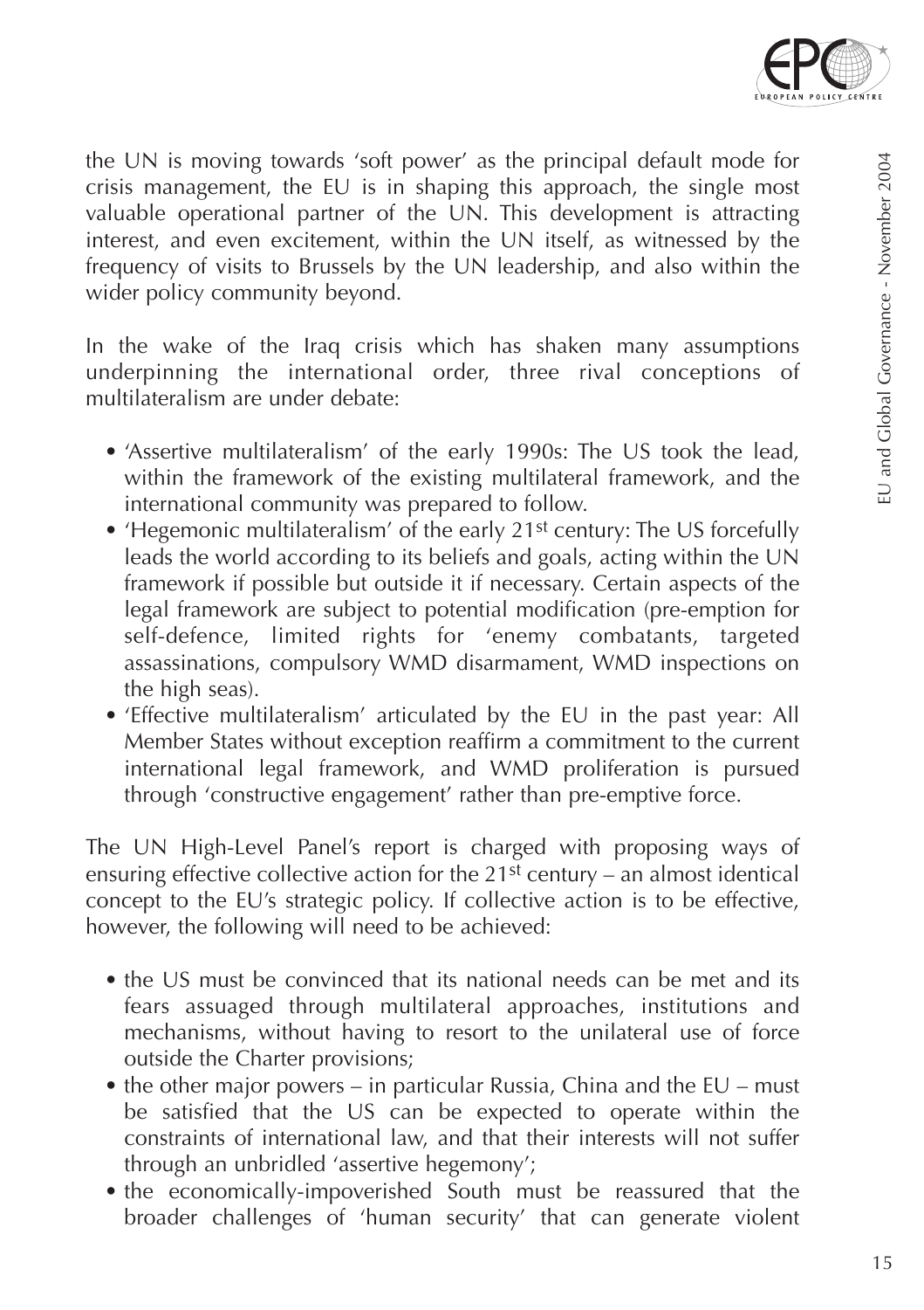the UN is moving towards 'soft power' as the principal default mode for crisis management, the EU is in shaping this approach, the single most valuable operational partner of the UN. This development is attracting interest, and even excitement, within the UN itself, as witnessed by the frequency of visits to Brussels by the UN leadership, and also within the wider policy community beyond.

In the wake of the Iraq crisis which has shaken many assumptions underpinning the international order, three rival conceptions of multilateralism are under debate:

- 'Assertive multilateralism' of the early 1990s: The US took the lead, within the framework of the existing multilateral framework, and the international community was prepared to follow.
- 'Hegemonic multilateralism' of the early 21st century: The US forcefully leads the world according to its beliefs and goals, acting within the UN framework if possible but outside it if necessary. Certain aspects of the legal framework are subject to potential modification (pre-emption for self-defence, limited rights for 'enemy combatants, targeted assassinations, compulsory WMD disarmament, WMD inspections on the high seas).
- 'Effective multilateralism' articulated by the EU in the past year: All Member States without exception reaffirm a commitment to the current international legal framework, and WMD proliferation is pursued through 'constructive engagement' rather than pre-emptive force.

The UN High-Level Panel's report is charged with proposing ways of ensuring effective collective action for the 21st century – an almost identical concept to the EU's strategic policy. If collective action is to be effective, however, the following will need to be achieved:

- the US must be convinced that its national needs can be met and its fears assuaged through multilateral approaches, institutions and mechanisms, without having to resort to the unilateral use of force outside the Charter provisions;
- the other major powers – in particular Russia, China and the EU – must be satisfied that the US can be expected to operate within the constraints of international law, and that their interests will not suffer through an unbridled 'assertive hegemony';
- the economically-impoverished South must be reassured that the broader challenges of 'human security' that can generate violent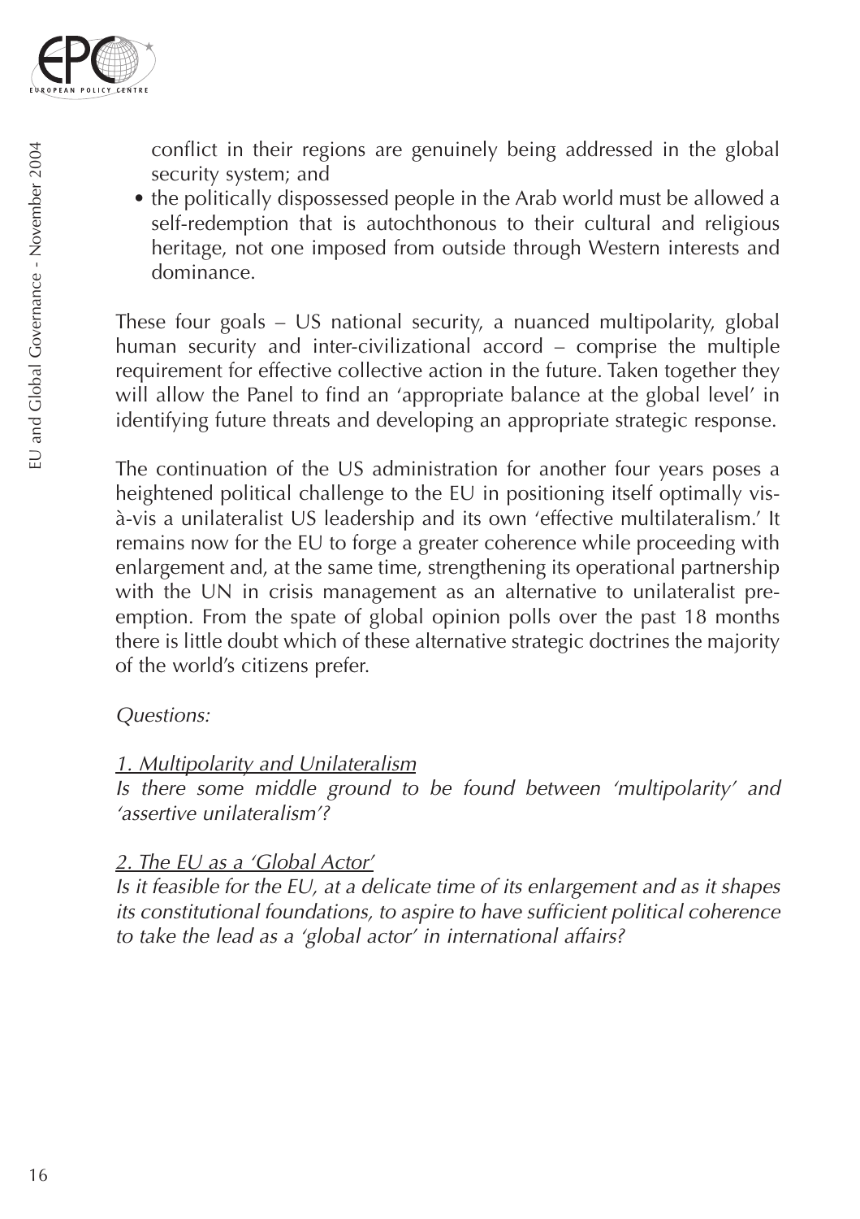conflict in their regions are genuinely being addressed in the global security system; and

- the politically dispossessed people in the Arab world must be allowed a self-redemption that is autochthonous to their cultural and religious heritage, not one imposed from outside through Western interests and dominance.

These four goals – US national security, a nuanced multipolarity, global human security and inter-civilizational accord – comprise the multiple requirement for effective collective action in the future. Taken together they will allow the Panel to find an 'appropriate balance at the global level' in identifying future threats and developing an appropriate strategic response.

The continuation of the US administration for another four years poses a heightened political challenge to the EU in positioning itself optimally vis-à-vis a unilateralist US leadership and its own 'effective multilateralism.' It remains now for the EU to forge a greater coherence while proceeding with enlargement and, at the same time, strengthening its operational partnership with the UN in crisis management as an alternative to unilateralist pre-emption. From the spate of global opinion polls over the past 18 months there is little doubt which of these alternative strategic doctrines the majority of the world's citizens prefer.

*Questions:*

*<u>1. Multipolarity and Unilateralism</u>*
*Is there some middle ground to be found between 'multipolarity' and 'assertive unilateralism'?*

*<u>2. The EU as a 'Global Actor'</u>*
*Is it feasible for the EU, at a delicate time of its enlargement and as it shapes its constitutional foundations, to aspire to have sufficient political coherence to take the lead as a 'global actor' in international affairs?*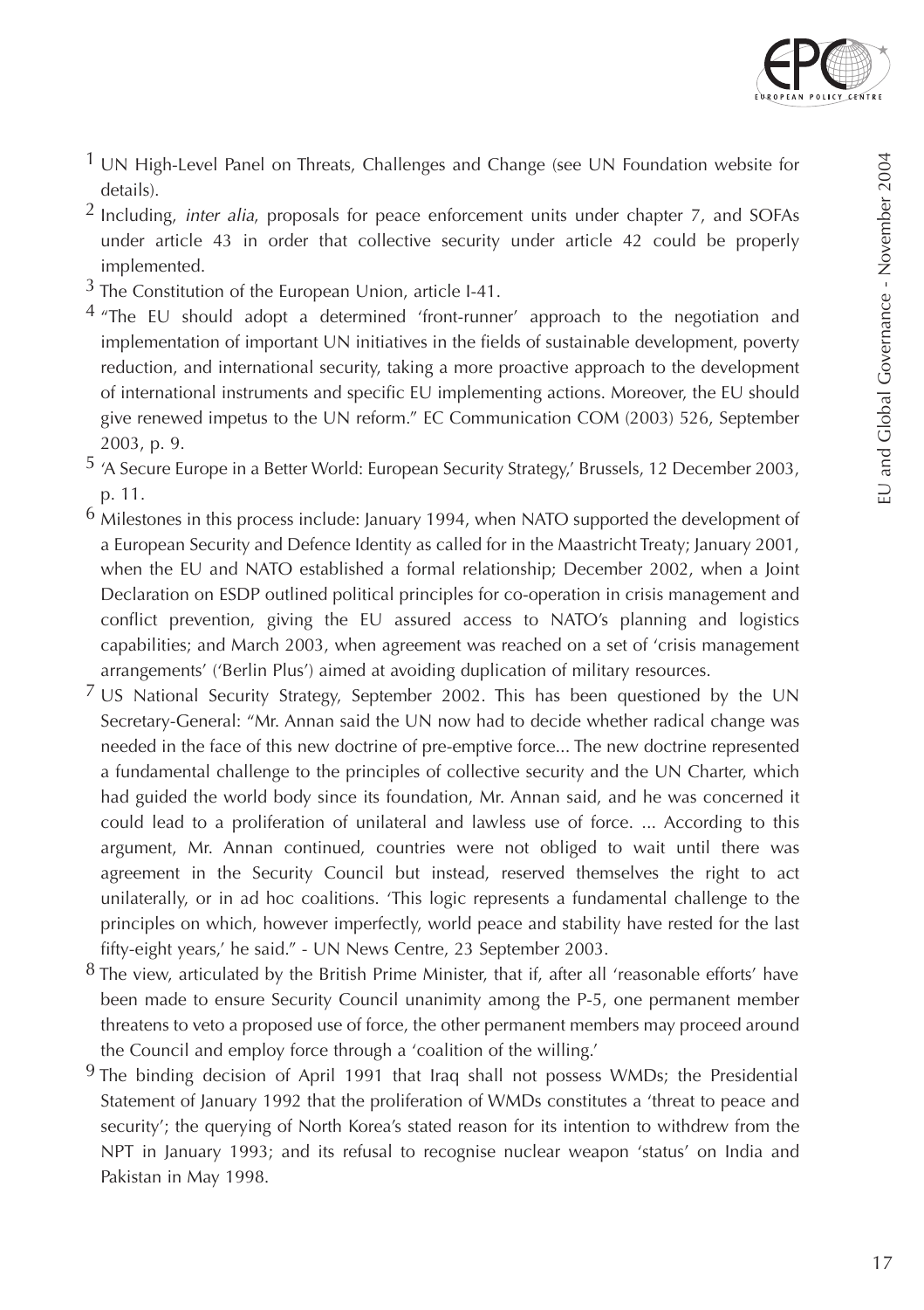[1] UN High-Level Panel on Threats, Challenges and Change (see UN Foundation website for details).

[2] Including, *inter alia*, proposals for peace enforcement units under chapter 7, and SOFAs under article 43 in order that collective security under article 42 could be properly implemented.

[3] The Constitution of the European Union, article I-41.

[4] "The EU should adopt a determined 'front-runner' approach to the negotiation and implementation of important UN initiatives in the fields of sustainable development, poverty reduction, and international security, taking a more proactive approach to the development of international instruments and specific EU implementing actions. Moreover, the EU should give renewed impetus to the UN reform." EC Communication COM (2003) 526, September 2003, p. 9.

[5] 'A Secure Europe in a Better World: European Security Strategy,' Brussels, 12 December 2003, p. 11.

[6] Milestones in this process include: January 1994, when NATO supported the development of a European Security and Defence Identity as called for in the Maastricht Treaty; January 2001, when the EU and NATO established a formal relationship; December 2002, when a Joint Declaration on ESDP outlined political principles for co-operation in crisis management and conflict prevention, giving the EU assured access to NATO's planning and logistics capabilities; and March 2003, when agreement was reached on a set of 'crisis management arrangements' ('Berlin Plus') aimed at avoiding duplication of military resources.

[7] US National Security Strategy, September 2002. This has been questioned by the UN Secretary-General: "Mr. Annan said the UN now had to decide whether radical change was needed in the face of this new doctrine of pre-emptive force... The new doctrine represented a fundamental challenge to the principles of collective security and the UN Charter, which had guided the world body since its foundation, Mr. Annan said, and he was concerned it could lead to a proliferation of unilateral and lawless use of force. ... According to this argument, Mr. Annan continued, countries were not obliged to wait until there was agreement in the Security Council but instead, reserved themselves the right to act unilaterally, or in ad hoc coalitions. 'This logic represents a fundamental challenge to the principles on which, however imperfectly, world peace and stability have rested for the last fifty-eight years,' he said." - UN News Centre, 23 September 2003.

[8] The view, articulated by the British Prime Minister, that if, after all 'reasonable efforts' have been made to ensure Security Council unanimity among the P-5, one permanent member threatens to veto a proposed use of force, the other permanent members may proceed around the Council and employ force through a 'coalition of the willing.'

[9] The binding decision of April 1991 that Iraq shall not possess WMDs; the Presidential Statement of January 1992 that the proliferation of WMDs constitutes a 'threat to peace and security'; the querying of North Korea's stated reason for its intention to withdrew from the NPT in January 1993; and its refusal to recognise nuclear weapon 'status' on India and Pakistan in May 1998.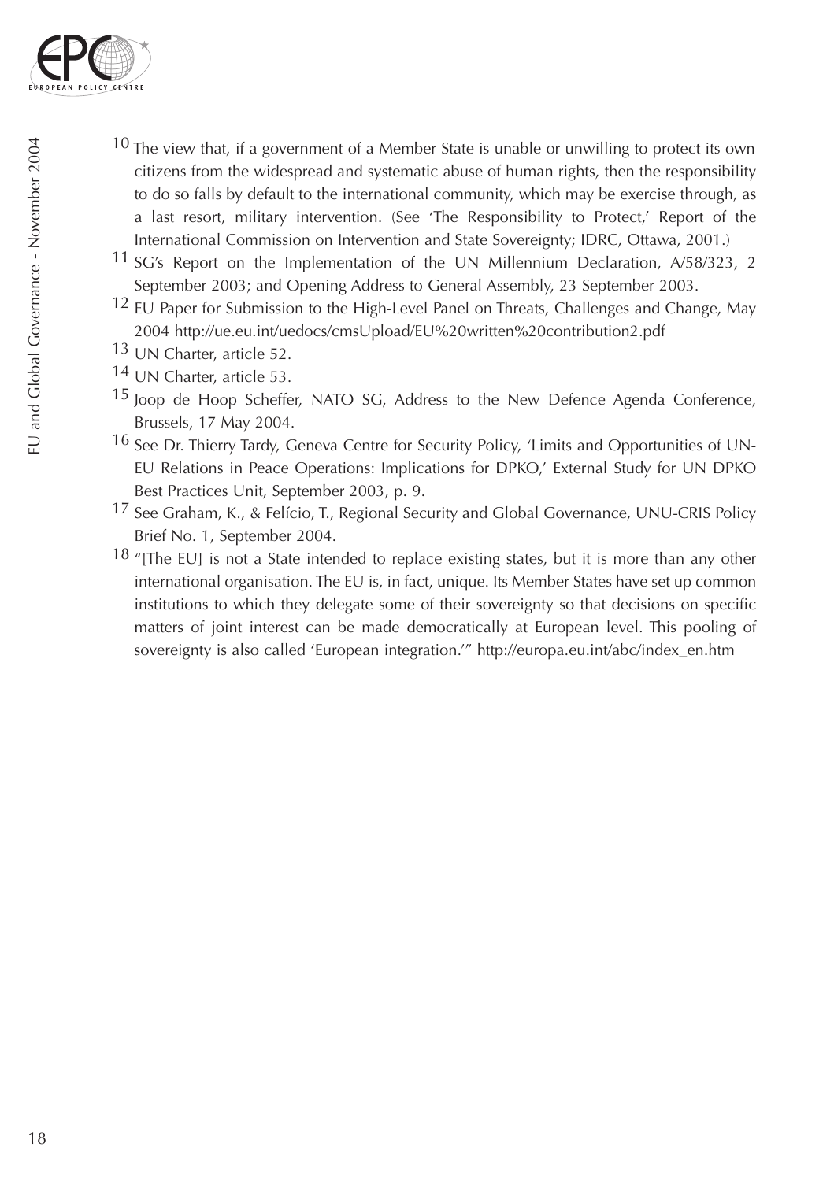[10] The view that, if a government of a Member State is unable or unwilling to protect its own citizens from the widespread and systematic abuse of human rights, then the responsibility to do so falls by default to the international community, which may be exercise through, as a last resort, military intervention. (See 'The Responsibility to Protect,' Report of the International Commission on Intervention and State Sovereignty; IDRC, Ottawa, 2001.)

[11] SG's Report on the Implementation of the UN Millennium Declaration, A/58/323, 2 September 2003; and Opening Address to General Assembly, 23 September 2003.

[12] EU Paper for Submission to the High-Level Panel on Threats, Challenges and Change, May 2004 http://ue.eu.int/uedocs/cmsUpload/EU%20written%20contribution2.pdf

[13] UN Charter, article 52.

[14] UN Charter, article 53.

[15] Joop de Hoop Scheffer, NATO SG, Address to the New Defence Agenda Conference, Brussels, 17 May 2004.

[16] See Dr. Thierry Tardy, Geneva Centre for Security Policy, 'Limits and Opportunities of UN-EU Relations in Peace Operations: Implications for DPKO,' External Study for UN DPKO Best Practices Unit, September 2003, p. 9.

[17] See Graham, K., & Felício, T., Regional Security and Global Governance, UNU-CRIS Policy Brief No. 1, September 2004.

[18] "[The EU] is not a State intended to replace existing states, but it is more than any other international organisation. The EU is, in fact, unique. Its Member States have set up common institutions to which they delegate some of their sovereignty so that decisions on specific matters of joint interest can be made democratically at European level. This pooling of sovereignty is also called 'European integration.'" http://europa.eu.int/abc/index_en.htm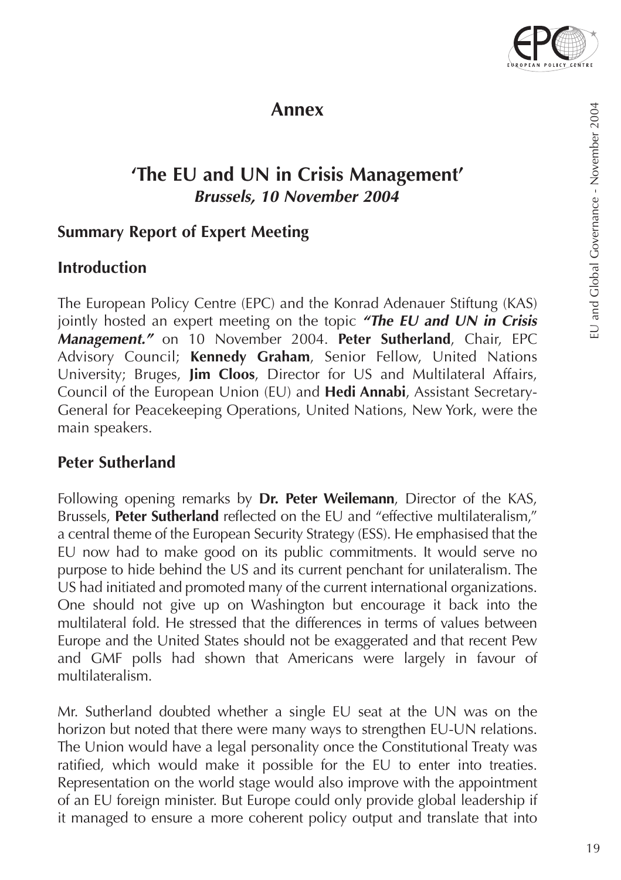# Annex

## 'The EU and UN in Crisis Management'
***Brussels, 10 November 2004***

### Summary Report of Expert Meeting

### Introduction

The European Policy Centre (EPC) and the Konrad Adenauer Stiftung (KAS) jointly hosted an expert meeting on the topic ***"The EU and UN in Crisis Management."*** on 10 November 2004. **Peter Sutherland**, Chair, EPC Advisory Council; **Kennedy Graham**, Senior Fellow, United Nations University; Bruges, **Jim Cloos**, Director for US and Multilateral Affairs, Council of the European Union (EU) and **Hedi Annabi**, Assistant Secretary-General for Peacekeeping Operations, United Nations, New York, were the main speakers.

### Peter Sutherland

Following opening remarks by **Dr. Peter Weilemann**, Director of the KAS, Brussels, **Peter Sutherland** reflected on the EU and "effective multilateralism," a central theme of the European Security Strategy (ESS). He emphasised that the EU now had to make good on its public commitments. It would serve no purpose to hide behind the US and its current penchant for unilateralism. The US had initiated and promoted many of the current international organizations. One should not give up on Washington but encourage it back into the multilateral fold. He stressed that the differences in terms of values between Europe and the United States should not be exaggerated and that recent Pew and GMF polls had shown that Americans were largely in favour of multilateralism.

Mr. Sutherland doubted whether a single EU seat at the UN was on the horizon but noted that there were many ways to strengthen EU-UN relations. The Union would have a legal personality once the Constitutional Treaty was ratified, which would make it possible for the EU to enter into treaties. Representation on the world stage would also improve with the appointment of an EU foreign minister. But Europe could only provide global leadership if it managed to ensure a more coherent policy output and translate that into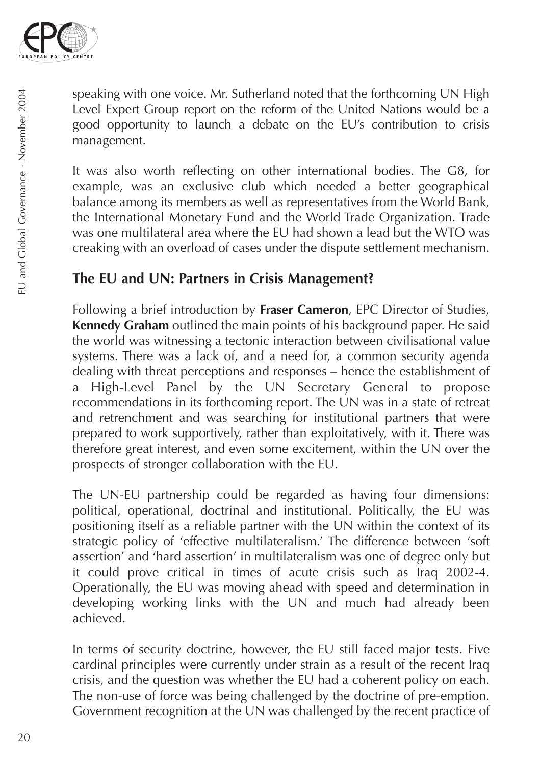speaking with one voice. Mr. Sutherland noted that the forthcoming UN High Level Expert Group report on the reform of the United Nations would be a good opportunity to launch a debate on the EU's contribution to crisis management.

It was also worth reflecting on other international bodies. The G8, for example, was an exclusive club which needed a better geographical balance among its members as well as representatives from the World Bank, the International Monetary Fund and the World Trade Organization. Trade was one multilateral area where the EU had shown a lead but the WTO was creaking with an overload of cases under the dispute settlement mechanism.

## The EU and UN: Partners in Crisis Management?

Following a brief introduction by **Fraser Cameron**, EPC Director of Studies, **Kennedy Graham** outlined the main points of his background paper. He said the world was witnessing a tectonic interaction between civilisational value systems. There was a lack of, and a need for, a common security agenda dealing with threat perceptions and responses – hence the establishment of a High-Level Panel by the UN Secretary General to propose recommendations in its forthcoming report. The UN was in a state of retreat and retrenchment and was searching for institutional partners that were prepared to work supportively, rather than exploitatively, with it. There was therefore great interest, and even some excitement, within the UN over the prospects of stronger collaboration with the EU.

The UN-EU partnership could be regarded as having four dimensions: political, operational, doctrinal and institutional. Politically, the EU was positioning itself as a reliable partner with the UN within the context of its strategic policy of 'effective multilateralism.' The difference between 'soft assertion' and 'hard assertion' in multilateralism was one of degree only but it could prove critical in times of acute crisis such as Iraq 2002-4. Operationally, the EU was moving ahead with speed and determination in developing working links with the UN and much had already been achieved.

In terms of security doctrine, however, the EU still faced major tests. Five cardinal principles were currently under strain as a result of the recent Iraq crisis, and the question was whether the EU had a coherent policy on each. The non-use of force was being challenged by the doctrine of pre-emption. Government recognition at the UN was challenged by the recent practice of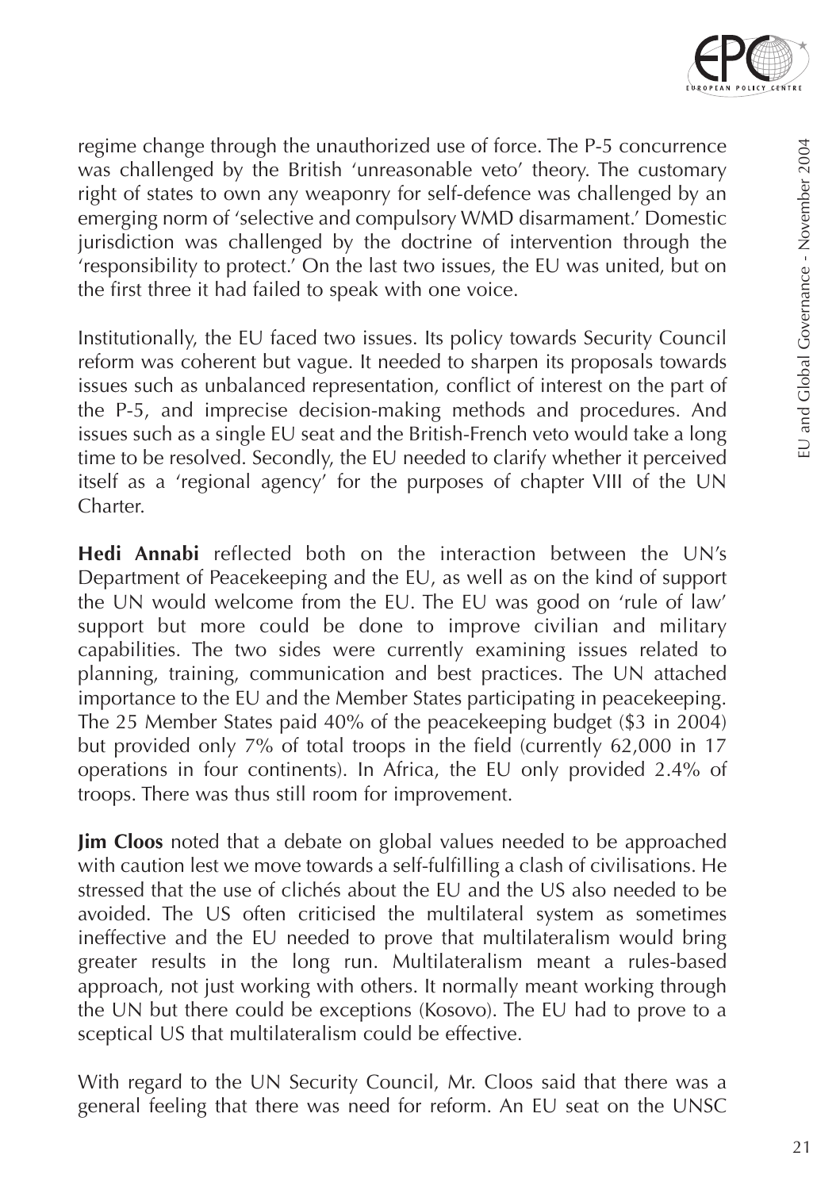regime change through the unauthorized use of force. The P-5 concurrence was challenged by the British 'unreasonable veto' theory. The customary right of states to own any weaponry for self-defence was challenged by an emerging norm of 'selective and compulsory WMD disarmament.' Domestic jurisdiction was challenged by the doctrine of intervention through the 'responsibility to protect.' On the last two issues, the EU was united, but on the first three it had failed to speak with one voice.

Institutionally, the EU faced two issues. Its policy towards Security Council reform was coherent but vague. It needed to sharpen its proposals towards issues such as unbalanced representation, conflict of interest on the part of the P-5, and imprecise decision-making methods and procedures. And issues such as a single EU seat and the British-French veto would take a long time to be resolved. Secondly, the EU needed to clarify whether it perceived itself as a 'regional agency' for the purposes of chapter VIII of the UN Charter.

**Hedi Annabi** reflected both on the interaction between the UN's Department of Peacekeeping and the EU, as well as on the kind of support the UN would welcome from the EU. The EU was good on 'rule of law' support but more could be done to improve civilian and military capabilities. The two sides were currently examining issues related to planning, training, communication and best practices. The UN attached importance to the EU and the Member States participating in peacekeeping. The 25 Member States paid 40% of the peacekeeping budget ($3 in 2004) but provided only 7% of total troops in the field (currently 62,000 in 17 operations in four continents). In Africa, the EU only provided 2.4% of troops. There was thus still room for improvement.

**Jim Cloos** noted that a debate on global values needed to be approached with caution lest we move towards a self-fulfilling a clash of civilisations. He stressed that the use of clichés about the EU and the US also needed to be avoided. The US often criticised the multilateral system as sometimes ineffective and the EU needed to prove that multilateralism would bring greater results in the long run. Multilateralism meant a rules-based approach, not just working with others. It normally meant working through the UN but there could be exceptions (Kosovo). The EU had to prove to a sceptical US that multilateralism could be effective.

With regard to the UN Security Council, Mr. Cloos said that there was a general feeling that there was need for reform. An EU seat on the UNSC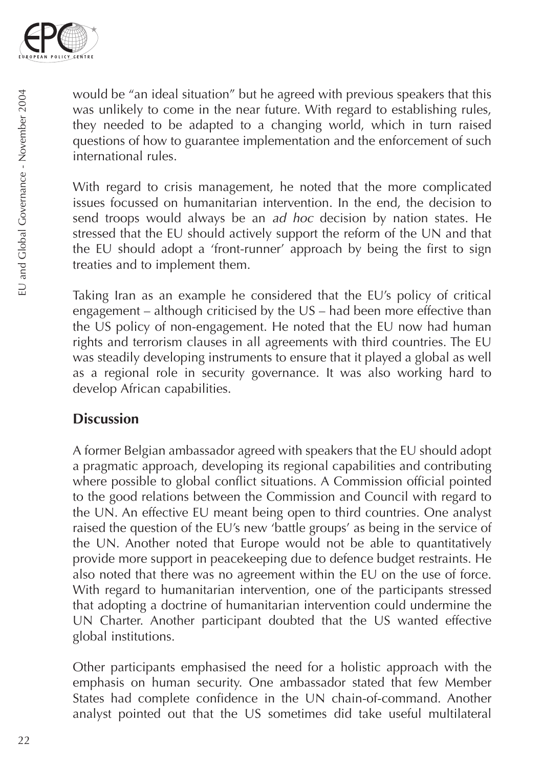would be "an ideal situation" but he agreed with previous speakers that this was unlikely to come in the near future. With regard to establishing rules, they needed to be adapted to a changing world, which in turn raised questions of how to guarantee implementation and the enforcement of such international rules.

With regard to crisis management, he noted that the more complicated issues focussed on humanitarian intervention. In the end, the decision to send troops would always be an *ad hoc* decision by nation states. He stressed that the EU should actively support the reform of the UN and that the EU should adopt a 'front-runner' approach by being the first to sign treaties and to implement them.

Taking Iran as an example he considered that the EU's policy of critical engagement – although criticised by the US – had been more effective than the US policy of non-engagement. He noted that the EU now had human rights and terrorism clauses in all agreements with third countries. The EU was steadily developing instruments to ensure that it played a global as well as a regional role in security governance. It was also working hard to develop African capabilities.

## Discussion

A former Belgian ambassador agreed with speakers that the EU should adopt a pragmatic approach, developing its regional capabilities and contributing where possible to global conflict situations. A Commission official pointed to the good relations between the Commission and Council with regard to the UN. An effective EU meant being open to third countries. One analyst raised the question of the EU's new 'battle groups' as being in the service of the UN. Another noted that Europe would not be able to quantitatively provide more support in peacekeeping due to defence budget restraints. He also noted that there was no agreement within the EU on the use of force. With regard to humanitarian intervention, one of the participants stressed that adopting a doctrine of humanitarian intervention could undermine the UN Charter. Another participant doubted that the US wanted effective global institutions.

Other participants emphasised the need for a holistic approach with the emphasis on human security. One ambassador stated that few Member States had complete confidence in the UN chain-of-command. Another analyst pointed out that the US sometimes did take useful multilateral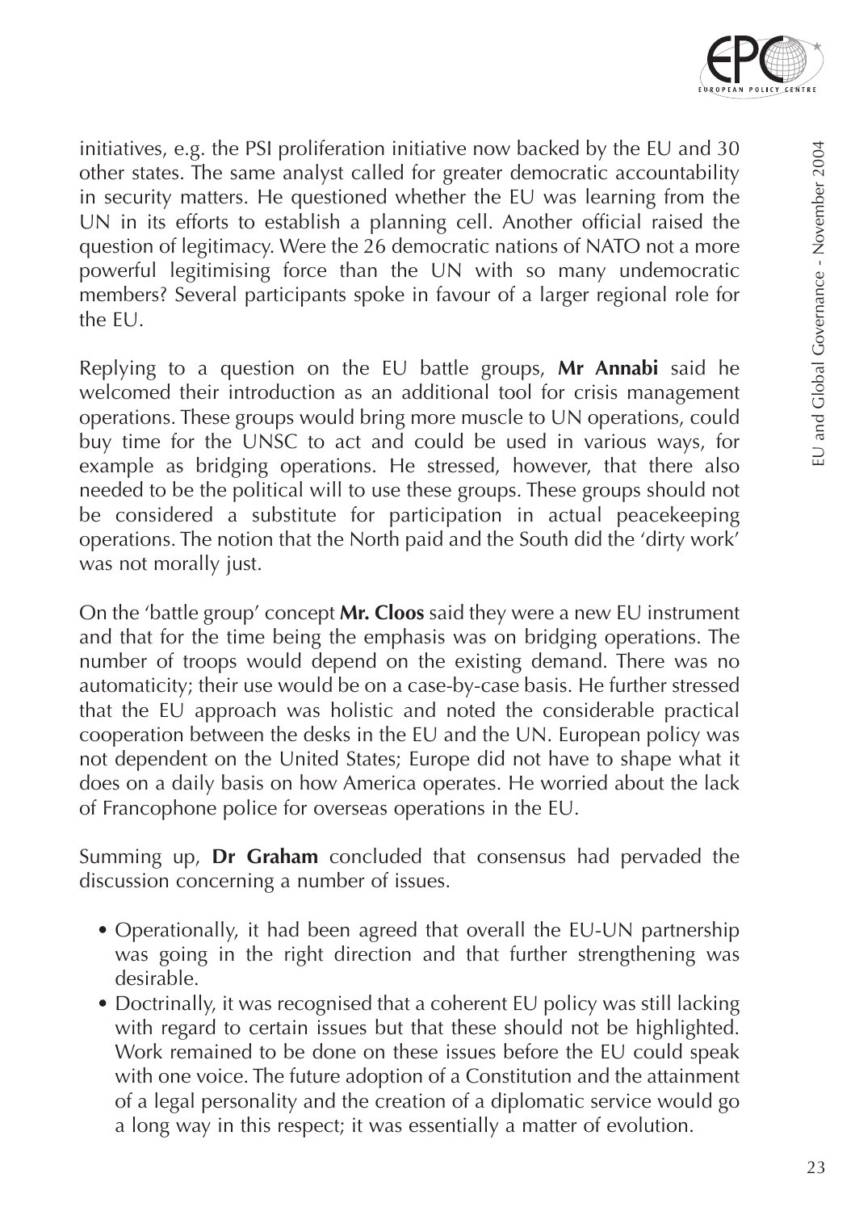initiatives, e.g. the PSI proliferation initiative now backed by the EU and 30 other states. The same analyst called for greater democratic accountability in security matters. He questioned whether the EU was learning from the UN in its efforts to establish a planning cell. Another official raised the question of legitimacy. Were the 26 democratic nations of NATO not a more powerful legitimising force than the UN with so many undemocratic members? Several participants spoke in favour of a larger regional role for the EU.

Replying to a question on the EU battle groups, **Mr Annabi** said he welcomed their introduction as an additional tool for crisis management operations. These groups would bring more muscle to UN operations, could buy time for the UNSC to act and could be used in various ways, for example as bridging operations. He stressed, however, that there also needed to be the political will to use these groups. These groups should not be considered a substitute for participation in actual peacekeeping operations. The notion that the North paid and the South did the 'dirty work' was not morally just.

On the 'battle group' concept **Mr. Cloos** said they were a new EU instrument and that for the time being the emphasis was on bridging operations. The number of troops would depend on the existing demand. There was no automaticity; their use would be on a case-by-case basis. He further stressed that the EU approach was holistic and noted the considerable practical cooperation between the desks in the EU and the UN. European policy was not dependent on the United States; Europe did not have to shape what it does on a daily basis on how America operates. He worried about the lack of Francophone police for overseas operations in the EU.

Summing up, **Dr Graham** concluded that consensus had pervaded the discussion concerning a number of issues.

- Operationally, it had been agreed that overall the EU-UN partnership was going in the right direction and that further strengthening was desirable.
- Doctrinally, it was recognised that a coherent EU policy was still lacking with regard to certain issues but that these should not be highlighted. Work remained to be done on these issues before the EU could speak with one voice. The future adoption of a Constitution and the attainment of a legal personality and the creation of a diplomatic service would go a long way in this respect; it was essentially a matter of evolution.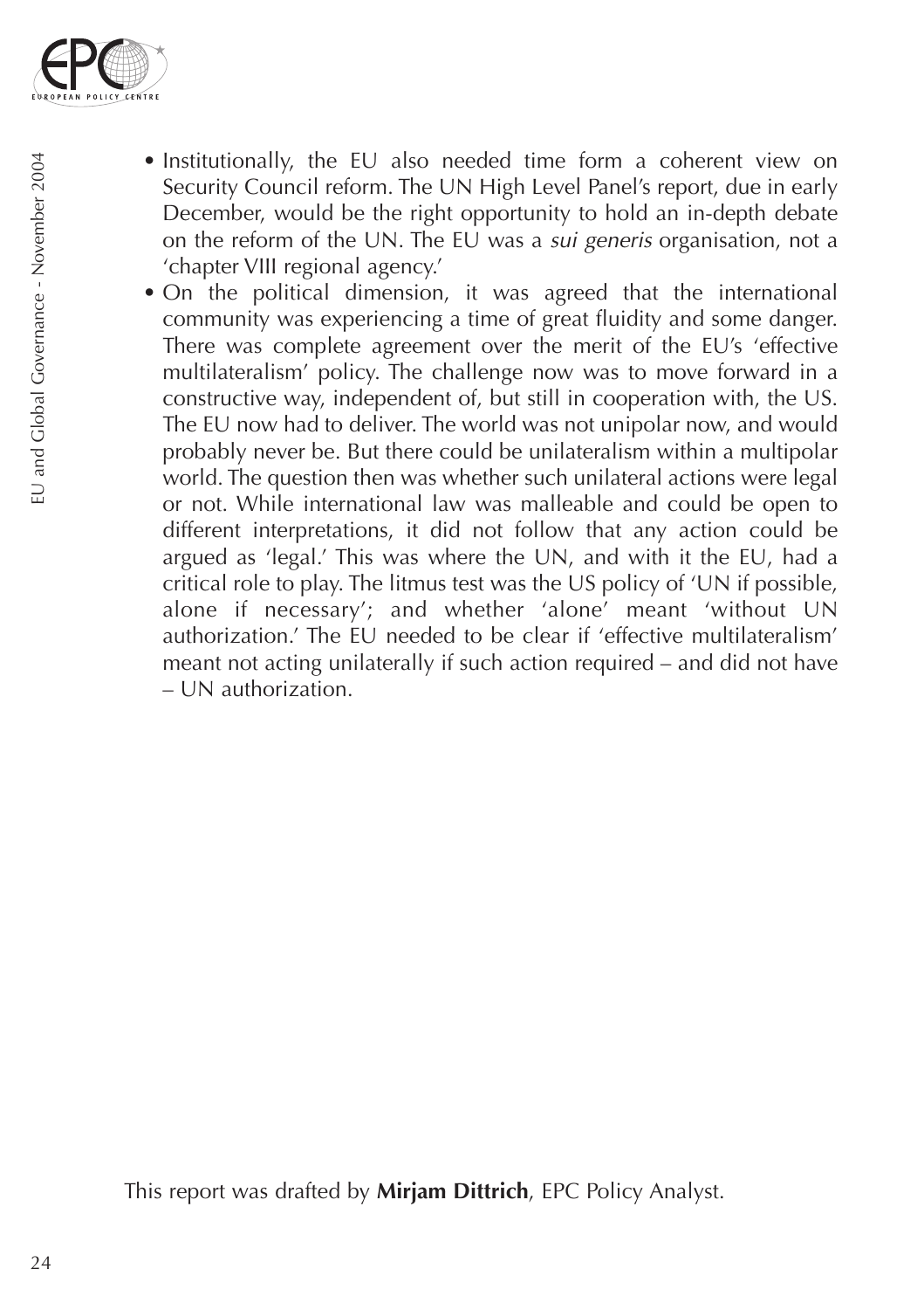- Institutionally, the EU also needed time form a coherent view on Security Council reform. The UN High Level Panel's report, due in early December, would be the right opportunity to hold an in-depth debate on the reform of the UN. The EU was a *sui generis* organisation, not a 'chapter VIII regional agency.'
- On the political dimension, it was agreed that the international community was experiencing a time of great fluidity and some danger. There was complete agreement over the merit of the EU's 'effective multilateralism' policy. The challenge now was to move forward in a constructive way, independent of, but still in cooperation with, the US. The EU now had to deliver. The world was not unipolar now, and would probably never be. But there could be unilateralism within a multipolar world. The question then was whether such unilateral actions were legal or not. While international law was malleable and could be open to different interpretations, it did not follow that any action could be argued as 'legal.' This was where the UN, and with it the EU, had a critical role to play. The litmus test was the US policy of 'UN if possible, alone if necessary'; and whether 'alone' meant 'without UN authorization.' The EU needed to be clear if 'effective multilateralism' meant not acting unilaterally if such action required – and did not have – UN authorization.

This report was drafted by **Mirjam Dittrich**, EPC Policy Analyst.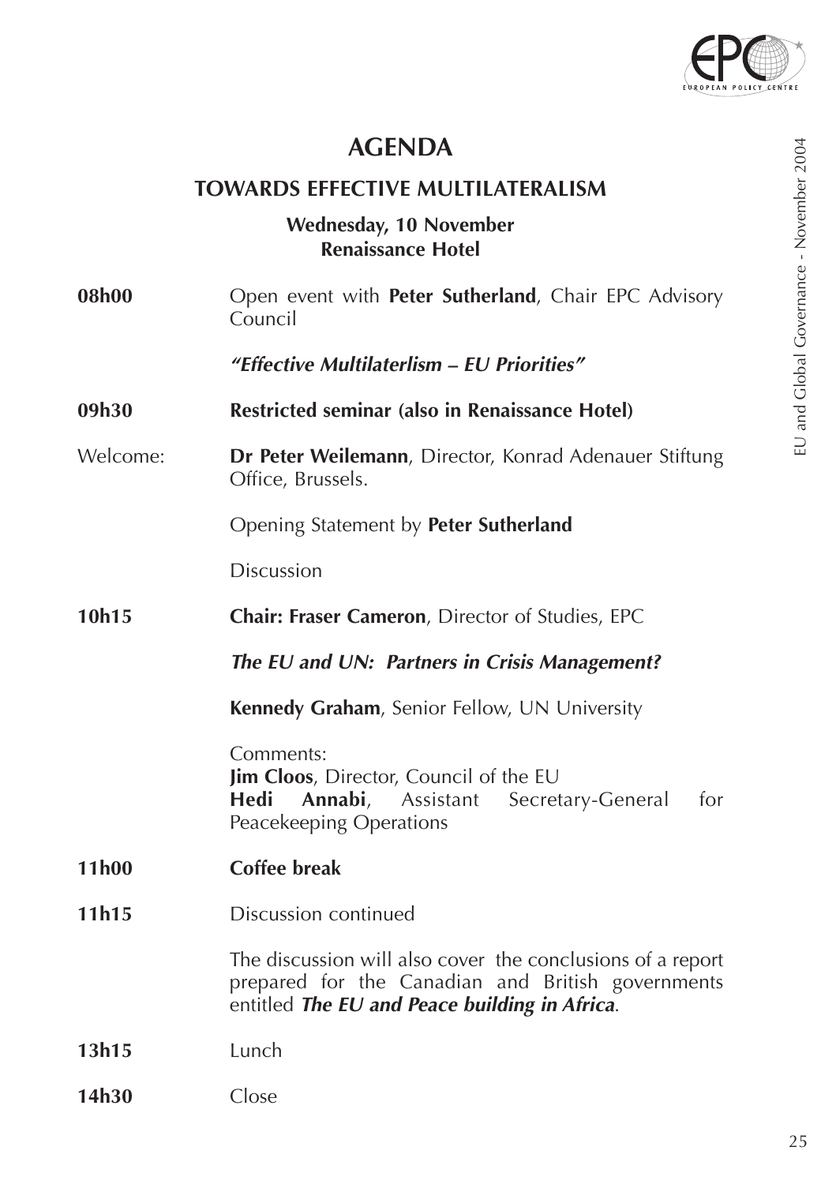# AGENDA

## TOWARDS EFFECTIVE MULTILATERALISM

**Wednesday, 10 November**
**Renaissance Hotel**

**08h00** Open event with **Peter Sutherland**, Chair EPC Advisory Council

***"Effective Multilaterlism – EU Priorities"***

**09h30** **Restricted seminar (also in Renaissance Hotel)**

Welcome: **Dr Peter Weilemann**, Director, Konrad Adenauer Stiftung Office, Brussels.

Opening Statement by **Peter Sutherland**

Discussion

**10h15** **Chair: Fraser Cameron**, Director of Studies, EPC

***The EU and UN: Partners in Crisis Management?***

**Kennedy Graham**, Senior Fellow, UN University

Comments:
**Jim Cloos**, Director, Council of the EU
**Hedi Annabi**, Assistant Secretary-General for Peacekeeping Operations

**11h00** **Coffee break**

**11h15** Discussion continued

The discussion will also cover the conclusions of a report prepared for the Canadian and British governments entitled ***The EU and Peace building in Africa***.

**13h15** Lunch

**14h30** Close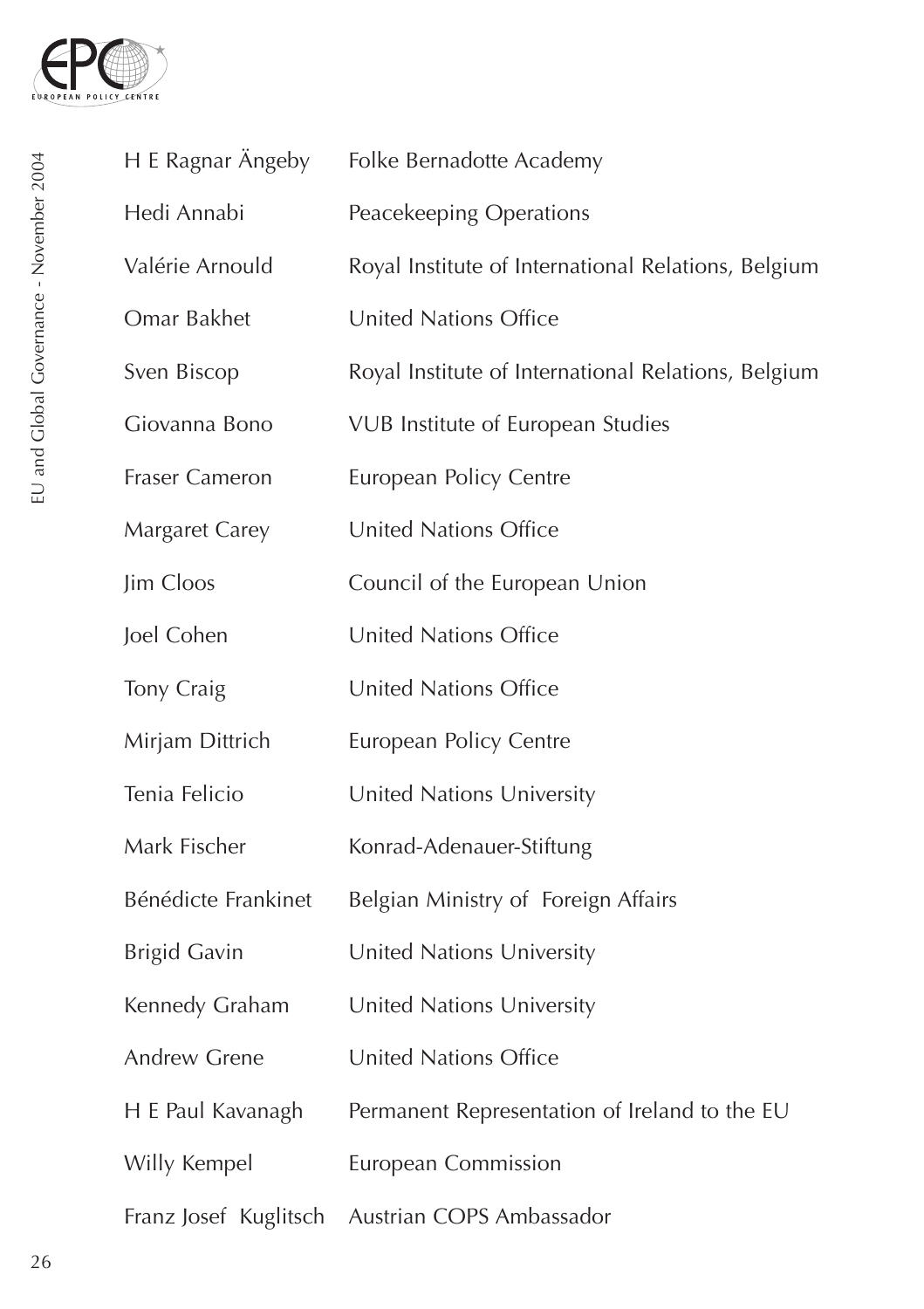| | |
|---|---|
| H E Ragnar Ängeby | Folke Bernadotte Academy |
| Hedi Annabi | Peacekeeping Operations |
| Valérie Arnould | Royal Institute of International Relations, Belgium |
| Omar Bakhet | United Nations Office |
| Sven Biscop | Royal Institute of International Relations, Belgium |
| Giovanna Bono | VUB Institute of European Studies |
| Fraser Cameron | European Policy Centre |
| Margaret Carey | United Nations Office |
| Jim Cloos | Council of the European Union |
| Joel Cohen | United Nations Office |
| Tony Craig | United Nations Office |
| Mirjam Dittrich | European Policy Centre |
| Tenia Felicio | United Nations University |
| Mark Fischer | Konrad-Adenauer-Stiftung |
| Bénédicte Frankinet | Belgian Ministry of Foreign Affairs |
| Brigid Gavin | United Nations University |
| Kennedy Graham | United Nations University |
| Andrew Grene | United Nations Office |
| H E Paul Kavanagh | Permanent Representation of Ireland to the EU |
| Willy Kempel | European Commission |
| Franz Josef Kuglitsch | Austrian COPS Ambassador |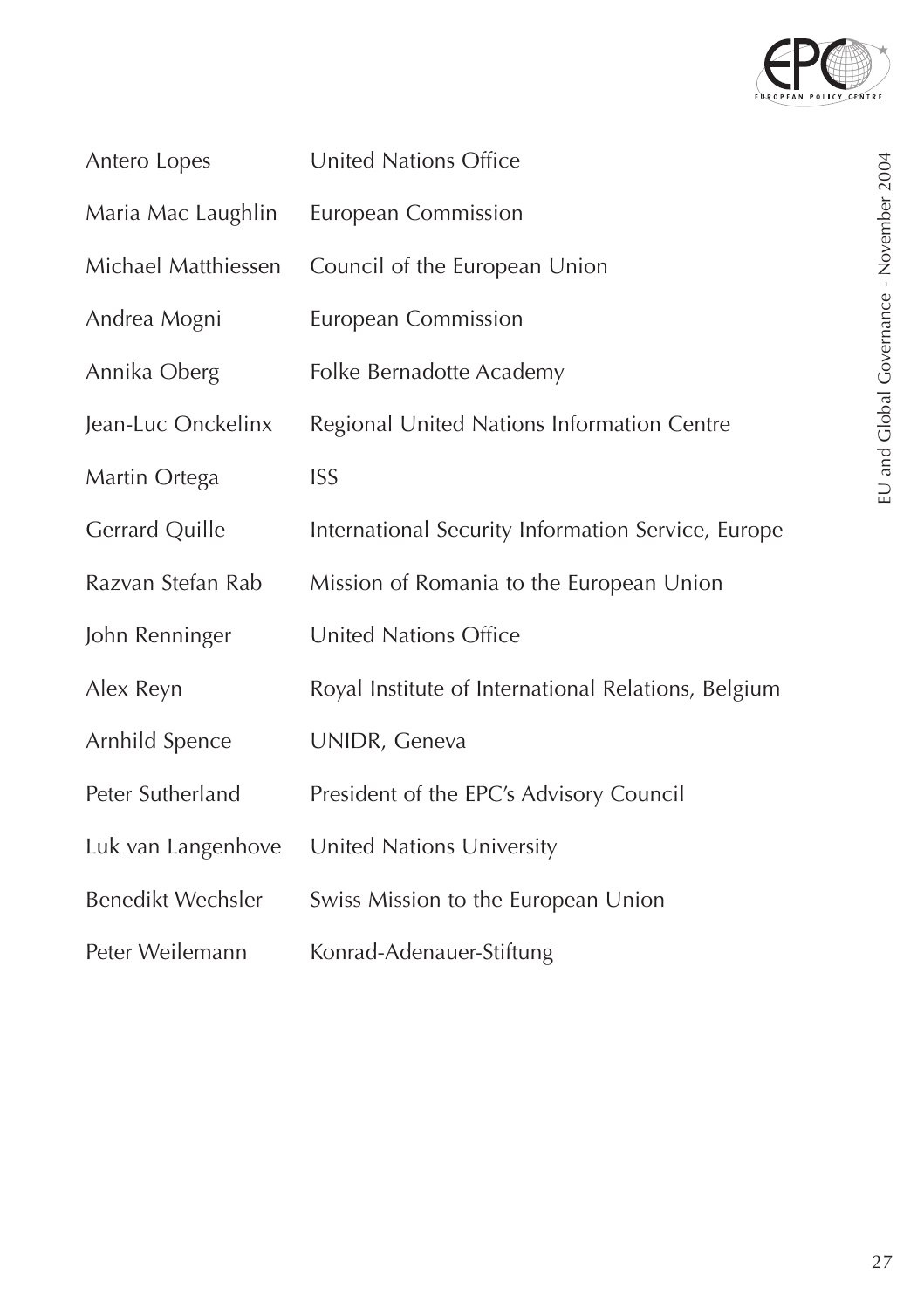| | |
|---|---|
| Antero Lopes | United Nations Office |
| Maria Mac Laughlin | European Commission |
| Michael Matthiessen | Council of the European Union |
| Andrea Mogni | European Commission |
| Annika Oberg | Folke Bernadotte Academy |
| Jean-Luc Onckelinx | Regional United Nations Information Centre |
| Martin Ortega | ISS |
| Gerrard Quille | International Security Information Service, Europe |
| Razvan Stefan Rab | Mission of Romania to the European Union |
| John Renninger | United Nations Office |
| Alex Reyn | Royal Institute of International Relations, Belgium |
| Arnhild Spence | UNIDR, Geneva |
| Peter Sutherland | President of the EPC's Advisory Council |
| Luk van Langenhove | United Nations University |
| Benedikt Wechsler | Swiss Mission to the European Union |
| Peter Weilemann | Konrad-Adenauer-Stiftung |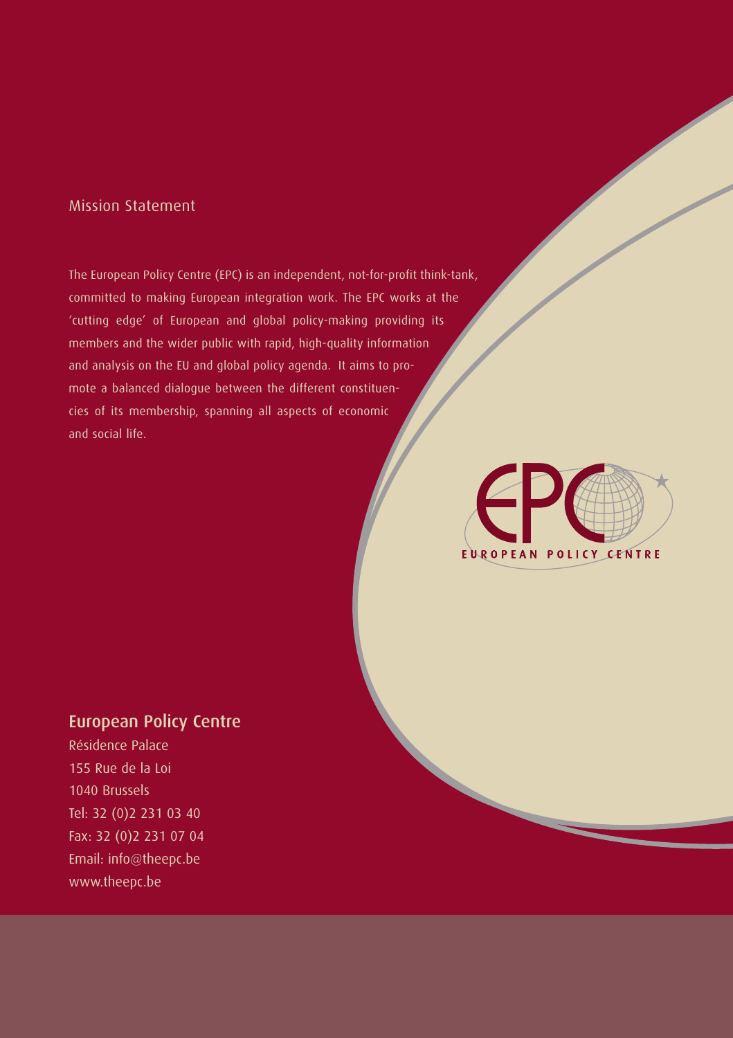## Mission Statement

The European Policy Centre (EPC) is an independent, not-for-profit think-tank, committed to making European integration work. The EPC works at the 'cutting edge' of European and global policy-making providing its members and the wider public with rapid, high-quality information and analysis on the EU and global policy agenda. It aims to promote a balanced dialogue between the different constituencies of its membership, spanning all aspects of economic and social life.

EUROPEAN POLICY CENTRE

## European Policy Centre

Résidence Palace
155 Rue de la Loi
1040 Brussels
Tel: 32 (0)2 231 03 40
Fax: 32 (0)2 231 07 04
Email: info@theepc.be
www.theepc.be